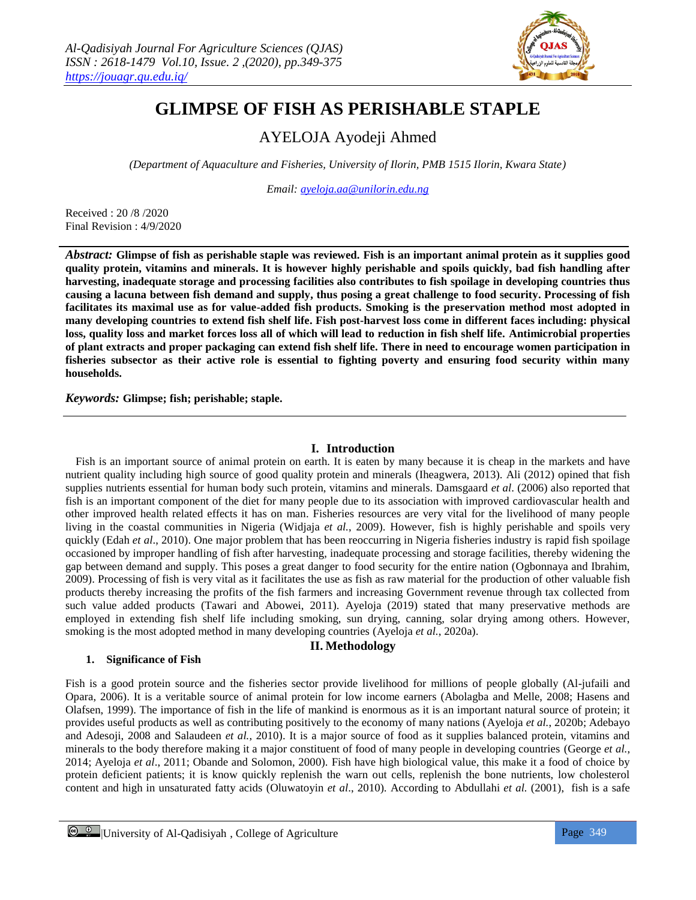# GLIMPSE OF FISH AS PERISHABLE STAPLE

AYELOJA Ayodeji Ahmed

*(Department of Aquaculture and Fisheries, University of Ilorin, PMB 1515 Ilorin, Kwara State)*

*Email: ayeloja.aa@unilorin.edu.ng*

Received : 20 /8 /2020
Final Revision : 4/9/2020

***Abstract:*** **Glimpse of fish as perishable staple was reviewed. Fish is an important animal protein as it supplies good quality protein, vitamins and minerals. It is however highly perishable and spoils quickly, bad fish handling after harvesting, inadequate storage and processing facilities also contributes to fish spoilage in developing countries thus causing a lacuna between fish demand and supply, thus posing a great challenge to food security. Processing of fish facilitates its maximal use as for value-added fish products. Smoking is the preservation method most adopted in many developing countries to extend fish shelf life. Fish post-harvest loss come in different faces including: physical loss, quality loss and market forces loss all of which will lead to reduction in fish shelf life. Antimicrobial properties of plant extracts and proper packaging can extend fish shelf life. There in need to encourage women participation in fisheries subsector as their active role is essential to fighting poverty and ensuring food security within many households.**

***Keywords:*** **Glimpse; fish; perishable; staple.**

## I. Introduction

Fish is an important source of animal protein on earth. It is eaten by many because it is cheap in the markets and have nutrient quality including high source of good quality protein and minerals (Iheagwera, 2013). Ali (2012) opined that fish supplies nutrients essential for human body such protein, vitamins and minerals. Damsgaard *et al*. (2006) also reported that fish is an important component of the diet for many people due to its association with improved cardiovascular health and other improved health related effects it has on man. Fisheries resources are very vital for the livelihood of many people living in the coastal communities in Nigeria (Widjaja *et al.*, 2009). However, fish is highly perishable and spoils very quickly (Edah *et al*., 2010). One major problem that has been reoccurring in Nigeria fisheries industry is rapid fish spoilage occasioned by improper handling of fish after harvesting, inadequate processing and storage facilities, thereby widening the gap between demand and supply. This poses a great danger to food security for the entire nation (Ogbonnaya and Ibrahim, 2009). Processing of fish is very vital as it facilitates the use as fish as raw material for the production of other valuable fish products thereby increasing the profits of the fish farmers and increasing Government revenue through tax collected from such value added products (Tawari and Abowei, 2011). Ayeloja (2019) stated that many preservative methods are employed in extending fish shelf life including smoking, sun drying, canning, solar drying among others. However, smoking is the most adopted method in many developing countries (Ayeloja *et al.*, 2020a).

## II. Methodology

### 1. Significance of Fish

Fish is a good protein source and the fisheries sector provide livelihood for millions of people globally (Al-jufaili and Opara, 2006). It is a veritable source of animal protein for low income earners (Abolagba and Melle, 2008; Hasens and Olafsen, 1999). The importance of fish in the life of mankind is enormous as it is an important natural source of protein; it provides useful products as well as contributing positively to the economy of many nations (Ayeloja *et al.*, 2020b; Adebayo and Adesoji, 2008 and Salaudeen *et al.*, 2010). It is a major source of food as it supplies balanced protein, vitamins and minerals to the body therefore making it a major constituent of food of many people in developing countries (George *et al.*, 2014; Ayeloja *et al*., 2011; Obande and Solomon, 2000). Fish have high biological value, this make it a food of choice by protein deficient patients; it is know quickly replenish the warn out cells, replenish the bone nutrients, low cholesterol content and high in unsaturated fatty acids (Oluwatoyin *et al*., 2010). According to Abdullahi *et al.* (2001), fish is a safe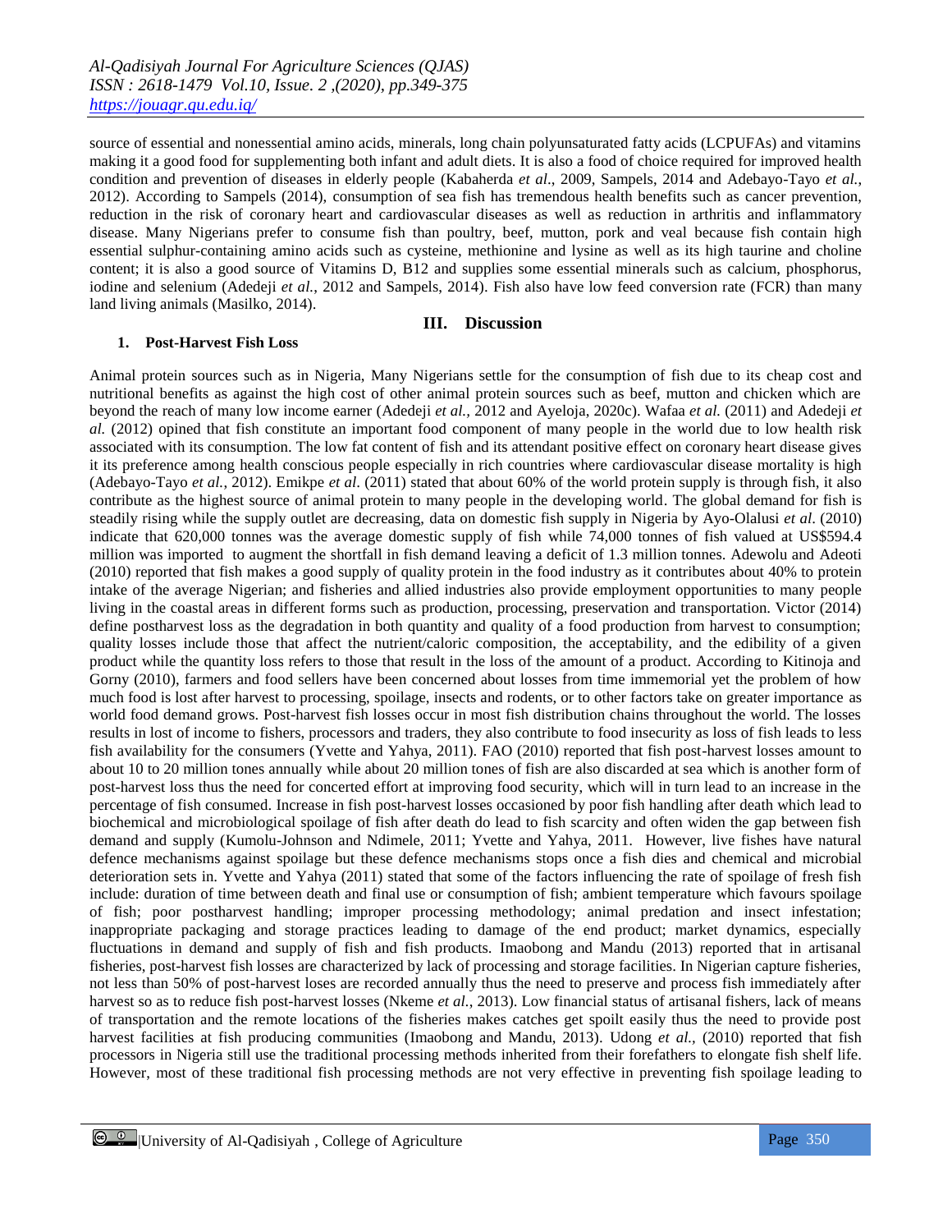source of essential and nonessential amino acids, minerals, long chain polyunsaturated fatty acids (LCPUFAs) and vitamins making it a good food for supplementing both infant and adult diets. It is also a food of choice required for improved health condition and prevention of diseases in elderly people (Kabaherda *et al*., 2009, Sampels, 2014 and Adebayo-Tayo *et al.*, 2012). According to Sampels (2014), consumption of sea fish has tremendous health benefits such as cancer prevention, reduction in the risk of coronary heart and cardiovascular diseases as well as reduction in arthritis and inflammatory disease. Many Nigerians prefer to consume fish than poultry, beef, mutton, pork and veal because fish contain high essential sulphur-containing amino acids such as cysteine, methionine and lysine as well as its high taurine and choline content; it is also a good source of Vitamins D, B12 and supplies some essential minerals such as calcium, phosphorus, iodine and selenium (Adedeji *et al.*, 2012 and Sampels, 2014). Fish also have low feed conversion rate (FCR) than many land living animals (Masilko, 2014).

## III. Discussion

### 1. Post-Harvest Fish Loss

Animal protein sources such as in Nigeria, Many Nigerians settle for the consumption of fish due to its cheap cost and nutritional benefits as against the high cost of other animal protein sources such as beef, mutton and chicken which are beyond the reach of many low income earner (Adedeji *et al.,* 2012 and Ayeloja, 2020c). Wafaa *et al.* (2011) and Adedeji *et al.* (2012) opined that fish constitute an important food component of many people in the world due to low health risk associated with its consumption. The low fat content of fish and its attendant positive effect on coronary heart disease gives it its preference among health conscious people especially in rich countries where cardiovascular disease mortality is high (Adebayo-Tayo *et al.,* 2012). Emikpe *et al*. (2011) stated that about 60% of the world protein supply is through fish, it also contribute as the highest source of animal protein to many people in the developing world. The global demand for fish is steadily rising while the supply outlet are decreasing, data on domestic fish supply in Nigeria by Ayo-Olalusi *et al*. (2010) indicate that 620,000 tonnes was the average domestic supply of fish while 74,000 tonnes of fish valued at US$594.4 million was imported to augment the shortfall in fish demand leaving a deficit of 1.3 million tonnes. Adewolu and Adeoti (2010) reported that fish makes a good supply of quality protein in the food industry as it contributes about 40% to protein intake of the average Nigerian; and fisheries and allied industries also provide employment opportunities to many people living in the coastal areas in different forms such as production, processing, preservation and transportation. Victor (2014) define postharvest loss as the degradation in both quantity and quality of a food production from harvest to consumption; quality losses include those that affect the nutrient/caloric composition, the acceptability, and the edibility of a given product while the quantity loss refers to those that result in the loss of the amount of a product. According to Kitinoja and Gorny (2010), farmers and food sellers have been concerned about losses from time immemorial yet the problem of how much food is lost after harvest to processing, spoilage, insects and rodents, or to other factors take on greater importance as world food demand grows. Post-harvest fish losses occur in most fish distribution chains throughout the world. The losses results in lost of income to fishers, processors and traders, they also contribute to food insecurity as loss of fish leads to less fish availability for the consumers (Yvette and Yahya, 2011). FAO (2010) reported that fish post-harvest losses amount to about 10 to 20 million tones annually while about 20 million tones of fish are also discarded at sea which is another form of post-harvest loss thus the need for concerted effort at improving food security, which will in turn lead to an increase in the percentage of fish consumed. Increase in fish post-harvest losses occasioned by poor fish handling after death which lead to biochemical and microbiological spoilage of fish after death do lead to fish scarcity and often widen the gap between fish demand and supply (Kumolu-Johnson and Ndimele, 2011; Yvette and Yahya, 2011. However, live fishes have natural defence mechanisms against spoilage but these defence mechanisms stops once a fish dies and chemical and microbial deterioration sets in. Yvette and Yahya (2011) stated that some of the factors influencing the rate of spoilage of fresh fish include: duration of time between death and final use or consumption of fish; ambient temperature which favours spoilage of fish; poor postharvest handling; improper processing methodology; animal predation and insect infestation; inappropriate packaging and storage practices leading to damage of the end product; market dynamics, especially fluctuations in demand and supply of fish and fish products. Imaobong and Mandu (2013) reported that in artisanal fisheries, post-harvest fish losses are characterized by lack of processing and storage facilities. In Nigerian capture fisheries, not less than 50% of post-harvest loses are recorded annually thus the need to preserve and process fish immediately after harvest so as to reduce fish post-harvest losses (Nkeme *et al.,* 2013). Low financial status of artisanal fishers, lack of means of transportation and the remote locations of the fisheries makes catches get spoilt easily thus the need to provide post harvest facilities at fish producing communities (Imaobong and Mandu, 2013). Udong *et al.,* (2010) reported that fish processors in Nigeria still use the traditional processing methods inherited from their forefathers to elongate fish shelf life. However, most of these traditional fish processing methods are not very effective in preventing fish spoilage leading to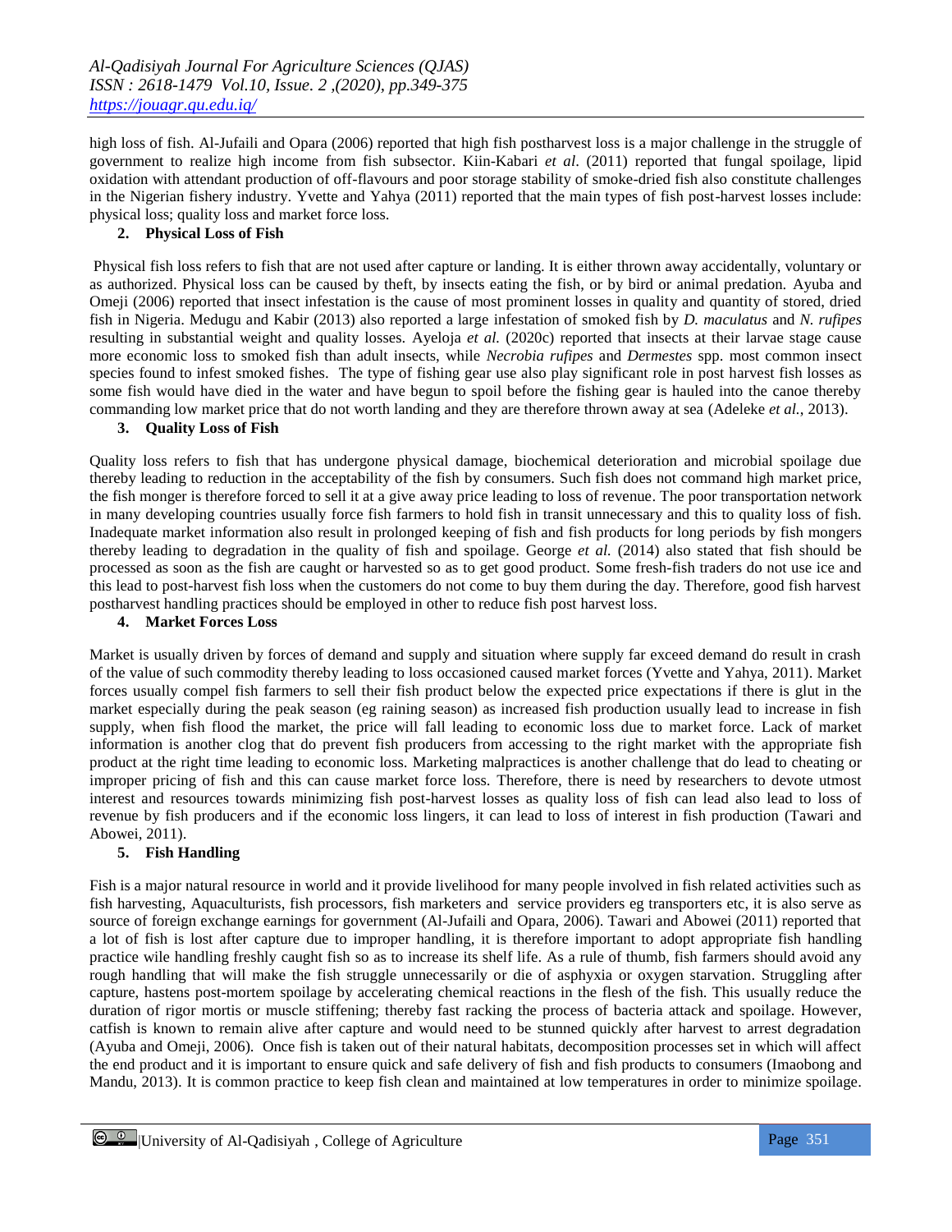high loss of fish. Al-Jufaili and Opara (2006) reported that high fish postharvest loss is a major challenge in the struggle of government to realize high income from fish subsector. Kiin-Kabari *et al*. (2011) reported that fungal spoilage, lipid oxidation with attendant production of off-flavours and poor storage stability of smoke-dried fish also constitute challenges in the Nigerian fishery industry. Yvette and Yahya (2011) reported that the main types of fish post-harvest losses include: physical loss; quality loss and market force loss.

## 2. Physical Loss of Fish

Physical fish loss refers to fish that are not used after capture or landing. It is either thrown away accidentally, voluntary or as authorized. Physical loss can be caused by theft, by insects eating the fish, or by bird or animal predation. Ayuba and Omeji (2006) reported that insect infestation is the cause of most prominent losses in quality and quantity of stored, dried fish in Nigeria. Medugu and Kabir (2013) also reported a large infestation of smoked fish by *D. maculatus* and *N. rufipes* resulting in substantial weight and quality losses. Ayeloja *et al.* (2020c) reported that insects at their larvae stage cause more economic loss to smoked fish than adult insects, while *Necrobia rufipes* and *Dermestes* spp. most common insect species found to infest smoked fishes. The type of fishing gear use also play significant role in post harvest fish losses as some fish would have died in the water and have begun to spoil before the fishing gear is hauled into the canoe thereby commanding low market price that do not worth landing and they are therefore thrown away at sea (Adeleke *et al.*, 2013).

## 3. Quality Loss of Fish

Quality loss refers to fish that has undergone physical damage, biochemical deterioration and microbial spoilage due thereby leading to reduction in the acceptability of the fish by consumers. Such fish does not command high market price, the fish monger is therefore forced to sell it at a give away price leading to loss of revenue. The poor transportation network in many developing countries usually force fish farmers to hold fish in transit unnecessary and this to quality loss of fish. Inadequate market information also result in prolonged keeping of fish and fish products for long periods by fish mongers thereby leading to degradation in the quality of fish and spoilage. George *et al.* (2014) also stated that fish should be processed as soon as the fish are caught or harvested so as to get good product. Some fresh-fish traders do not use ice and this lead to post-harvest fish loss when the customers do not come to buy them during the day. Therefore, good fish harvest postharvest handling practices should be employed in other to reduce fish post harvest loss.

## 4. Market Forces Loss

Market is usually driven by forces of demand and supply and situation where supply far exceed demand do result in crash of the value of such commodity thereby leading to loss occasioned caused market forces (Yvette and Yahya, 2011). Market forces usually compel fish farmers to sell their fish product below the expected price expectations if there is glut in the market especially during the peak season (eg raining season) as increased fish production usually lead to increase in fish supply, when fish flood the market, the price will fall leading to economic loss due to market force. Lack of market information is another clog that do prevent fish producers from accessing to the right market with the appropriate fish product at the right time leading to economic loss. Marketing malpractices is another challenge that do lead to cheating or improper pricing of fish and this can cause market force loss. Therefore, there is need by researchers to devote utmost interest and resources towards minimizing fish post-harvest losses as quality loss of fish can lead also lead to loss of revenue by fish producers and if the economic loss lingers, it can lead to loss of interest in fish production (Tawari and Abowei, 2011).

## 5. Fish Handling

Fish is a major natural resource in world and it provide livelihood for many people involved in fish related activities such as fish harvesting, Aquaculturists, fish processors, fish marketers and service providers eg transporters etc, it is also serve as source of foreign exchange earnings for government (Al-Jufaili and Opara, 2006). Tawari and Abowei (2011) reported that a lot of fish is lost after capture due to improper handling, it is therefore important to adopt appropriate fish handling practice wile handling freshly caught fish so as to increase its shelf life. As a rule of thumb, fish farmers should avoid any rough handling that will make the fish struggle unnecessarily or die of asphyxia or oxygen starvation. Struggling after capture, hastens post-mortem spoilage by accelerating chemical reactions in the flesh of the fish. This usually reduce the duration of rigor mortis or muscle stiffening; thereby fast racking the process of bacteria attack and spoilage. However, catfish is known to remain alive after capture and would need to be stunned quickly after harvest to arrest degradation (Ayuba and Omeji, 2006). Once fish is taken out of their natural habitats, decomposition processes set in which will affect the end product and it is important to ensure quick and safe delivery of fish and fish products to consumers (Imaobong and Mandu, 2013). It is common practice to keep fish clean and maintained at low temperatures in order to minimize spoilage.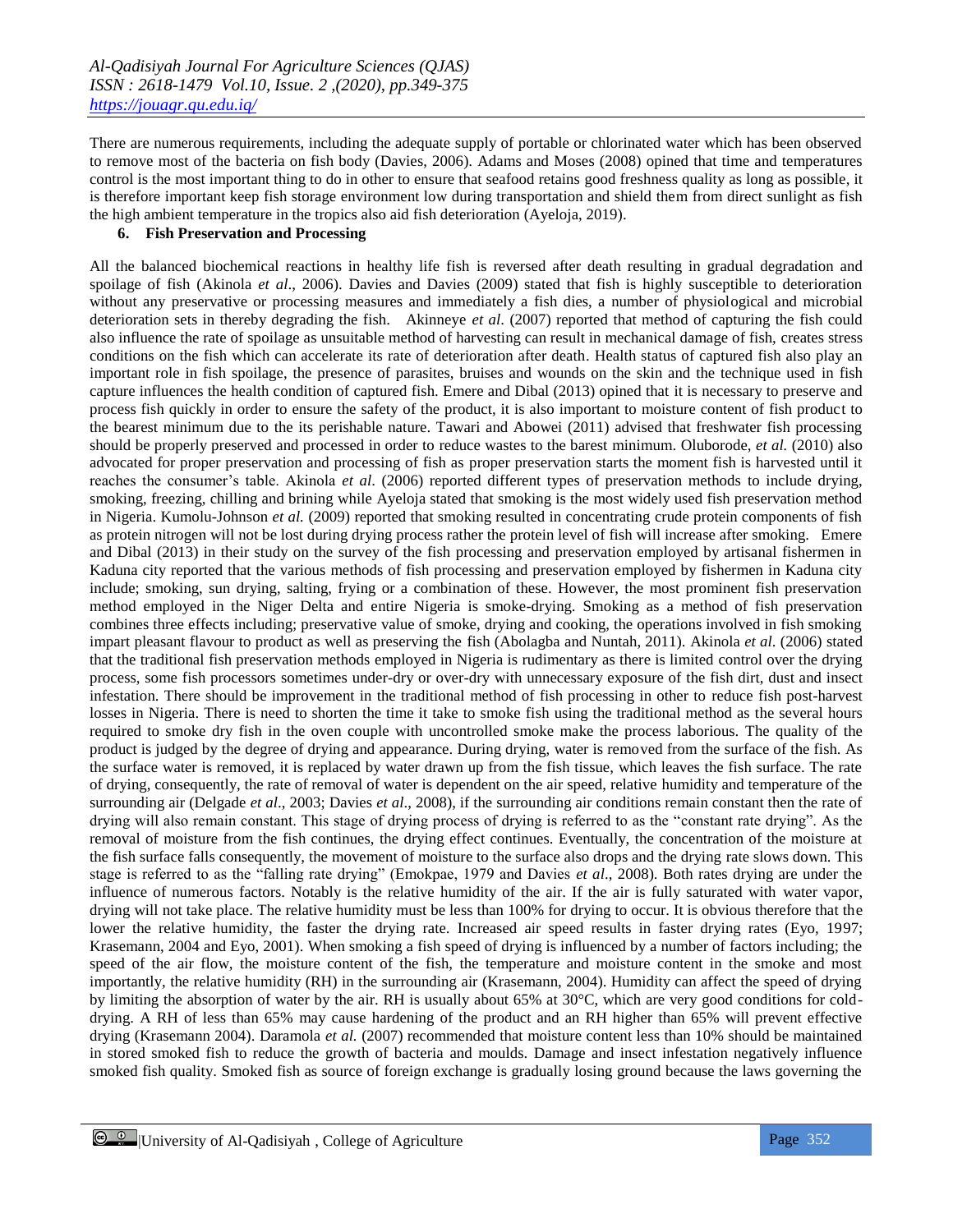There are numerous requirements, including the adequate supply of portable or chlorinated water which has been observed to remove most of the bacteria on fish body (Davies, 2006). Adams and Moses (2008) opined that time and temperatures control is the most important thing to do in other to ensure that seafood retains good freshness quality as long as possible, it is therefore important keep fish storage environment low during transportation and shield them from direct sunlight as fish the high ambient temperature in the tropics also aid fish deterioration (Ayeloja, 2019).

### 6. Fish Preservation and Processing

All the balanced biochemical reactions in healthy life fish is reversed after death resulting in gradual degradation and spoilage of fish (Akinola *et al*., 2006). Davies and Davies (2009) stated that fish is highly susceptible to deterioration without any preservative or processing measures and immediately a fish dies, a number of physiological and microbial deterioration sets in thereby degrading the fish. Akinneye *et al*. (2007) reported that method of capturing the fish could also influence the rate of spoilage as unsuitable method of harvesting can result in mechanical damage of fish, creates stress conditions on the fish which can accelerate its rate of deterioration after death. Health status of captured fish also play an important role in fish spoilage, the presence of parasites, bruises and wounds on the skin and the technique used in fish capture influences the health condition of captured fish. Emere and Dibal (2013) opined that it is necessary to preserve and process fish quickly in order to ensure the safety of the product, it is also important to moisture content of fish product to the bearest minimum due to the its perishable nature. Tawari and Abowei (2011) advised that freshwater fish processing should be properly preserved and processed in order to reduce wastes to the barest minimum. Oluborode, *et al.* (2010) also advocated for proper preservation and processing of fish as proper preservation starts the moment fish is harvested until it reaches the consumer's table. Akinola *et al*. (2006) reported different types of preservation methods to include drying, smoking, freezing, chilling and brining while Ayeloja stated that smoking is the most widely used fish preservation method in Nigeria. Kumolu-Johnson *et al.* (2009) reported that smoking resulted in concentrating crude protein components of fish as protein nitrogen will not be lost during drying process rather the protein level of fish will increase after smoking. Emere and Dibal (2013) in their study on the survey of the fish processing and preservation employed by artisanal fishermen in Kaduna city reported that the various methods of fish processing and preservation employed by fishermen in Kaduna city include; smoking, sun drying, salting, frying or a combination of these. However, the most prominent fish preservation method employed in the Niger Delta and entire Nigeria is smoke-drying. Smoking as a method of fish preservation combines three effects including; preservative value of smoke, drying and cooking, the operations involved in fish smoking impart pleasant flavour to product as well as preserving the fish (Abolagba and Nuntah, 2011). Akinola *et al*. (2006) stated that the traditional fish preservation methods employed in Nigeria is rudimentary as there is limited control over the drying process, some fish processors sometimes under-dry or over-dry with unnecessary exposure of the fish dirt, dust and insect infestation. There should be improvement in the traditional method of fish processing in other to reduce fish post-harvest losses in Nigeria. There is need to shorten the time it take to smoke fish using the traditional method as the several hours required to smoke dry fish in the oven couple with uncontrolled smoke make the process laborious. The quality of the product is judged by the degree of drying and appearance. During drying, water is removed from the surface of the fish. As the surface water is removed, it is replaced by water drawn up from the fish tissue, which leaves the fish surface. The rate of drying, consequently, the rate of removal of water is dependent on the air speed, relative humidity and temperature of the surrounding air (Delgade *et al*., 2003; Davies *et al*., 2008), if the surrounding air conditions remain constant then the rate of drying will also remain constant. This stage of drying process of drying is referred to as the "constant rate drying". As the removal of moisture from the fish continues, the drying effect continues. Eventually, the concentration of the moisture at the fish surface falls consequently, the movement of moisture to the surface also drops and the drying rate slows down. This stage is referred to as the "falling rate drying" (Emokpae, 1979 and Davies *et al*., 2008). Both rates drying are under the influence of numerous factors. Notably is the relative humidity of the air. If the air is fully saturated with water vapor, drying will not take place. The relative humidity must be less than 100% for drying to occur. It is obvious therefore that the lower the relative humidity, the faster the drying rate. Increased air speed results in faster drying rates (Eyo, 1997; Krasemann, 2004 and Eyo, 2001). When smoking a fish speed of drying is influenced by a number of factors including; the speed of the air flow, the moisture content of the fish, the temperature and moisture content in the smoke and most importantly, the relative humidity (RH) in the surrounding air (Krasemann, 2004). Humidity can affect the speed of drying by limiting the absorption of water by the air. RH is usually about 65% at 30°C, which are very good conditions for cold-drying. A RH of less than 65% may cause hardening of the product and an RH higher than 65% will prevent effective drying (Krasemann 2004). Daramola *et al.* (2007) recommended that moisture content less than 10% should be maintained in stored smoked fish to reduce the growth of bacteria and moulds. Damage and insect infestation negatively influence smoked fish quality. Smoked fish as source of foreign exchange is gradually losing ground because the laws governing the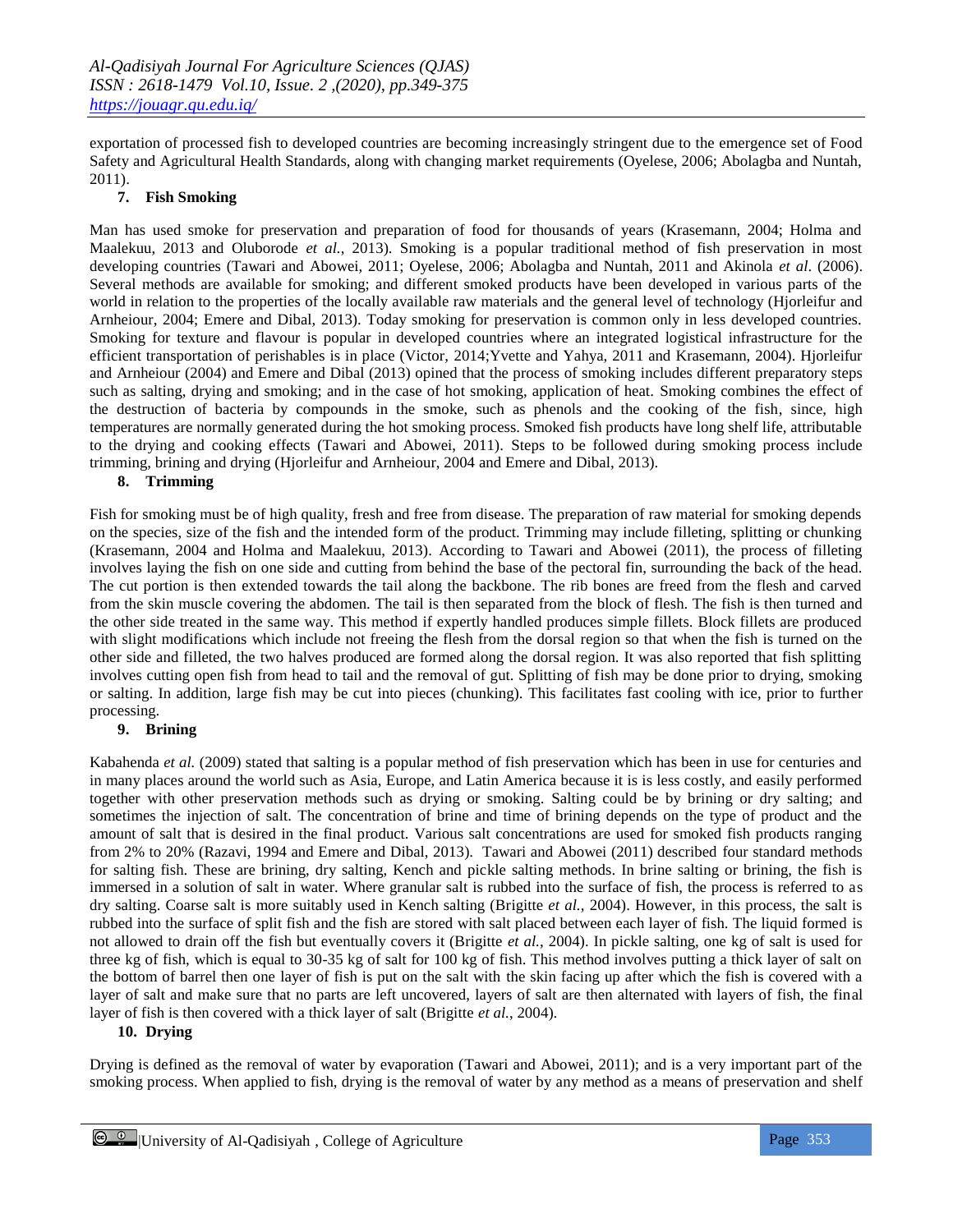exportation of processed fish to developed countries are becoming increasingly stringent due to the emergence set of Food Safety and Agricultural Health Standards, along with changing market requirements (Oyelese, 2006; Abolagba and Nuntah, 2011).

## 7. Fish Smoking

Man has used smoke for preservation and preparation of food for thousands of years (Krasemann, 2004; Holma and Maalekuu, 2013 and Oluborode *et al.*, 2013). Smoking is a popular traditional method of fish preservation in most developing countries (Tawari and Abowei, 2011; Oyelese, 2006; Abolagba and Nuntah, 2011 and Akinola *et al*. (2006). Several methods are available for smoking; and different smoked products have been developed in various parts of the world in relation to the properties of the locally available raw materials and the general level of technology (Hjorleifur and Arnheiour, 2004; Emere and Dibal, 2013). Today smoking for preservation is common only in less developed countries. Smoking for texture and flavour is popular in developed countries where an integrated logistical infrastructure for the efficient transportation of perishables is in place (Victor, 2014;Yvette and Yahya, 2011 and Krasemann, 2004). Hjorleifur and Arnheiour (2004) and Emere and Dibal (2013) opined that the process of smoking includes different preparatory steps such as salting, drying and smoking; and in the case of hot smoking, application of heat. Smoking combines the effect of the destruction of bacteria by compounds in the smoke, such as phenols and the cooking of the fish, since, high temperatures are normally generated during the hot smoking process. Smoked fish products have long shelf life, attributable to the drying and cooking effects (Tawari and Abowei, 2011). Steps to be followed during smoking process include trimming, brining and drying (Hjorleifur and Arnheiour, 2004 and Emere and Dibal, 2013).

## 8. Trimming

Fish for smoking must be of high quality, fresh and free from disease. The preparation of raw material for smoking depends on the species, size of the fish and the intended form of the product. Trimming may include filleting, splitting or chunking (Krasemann, 2004 and Holma and Maalekuu, 2013). According to Tawari and Abowei (2011), the process of filleting involves laying the fish on one side and cutting from behind the base of the pectoral fin, surrounding the back of the head. The cut portion is then extended towards the tail along the backbone. The rib bones are freed from the flesh and carved from the skin muscle covering the abdomen. The tail is then separated from the block of flesh. The fish is then turned and the other side treated in the same way. This method if expertly handled produces simple fillets. Block fillets are produced with slight modifications which include not freeing the flesh from the dorsal region so that when the fish is turned on the other side and filleted, the two halves produced are formed along the dorsal region. It was also reported that fish splitting involves cutting open fish from head to tail and the removal of gut. Splitting of fish may be done prior to drying, smoking or salting. In addition, large fish may be cut into pieces (chunking). This facilitates fast cooling with ice, prior to further processing.

## 9. Brining

Kabahenda *et al.* (2009) stated that salting is a popular method of fish preservation which has been in use for centuries and in many places around the world such as Asia, Europe, and Latin America because it is is less costly, and easily performed together with other preservation methods such as drying or smoking. Salting could be by brining or dry salting; and sometimes the injection of salt. The concentration of brine and time of brining depends on the type of product and the amount of salt that is desired in the final product. Various salt concentrations are used for smoked fish products ranging from 2% to 20% (Razavi, 1994 and Emere and Dibal, 2013). Tawari and Abowei (2011) described four standard methods for salting fish. These are brining, dry salting, Kench and pickle salting methods. In brine salting or brining, the fish is immersed in a solution of salt in water. Where granular salt is rubbed into the surface of fish, the process is referred to as dry salting. Coarse salt is more suitably used in Kench salting (Brigitte *et al.*, 2004). However, in this process, the salt is rubbed into the surface of split fish and the fish are stored with salt placed between each layer of fish. The liquid formed is not allowed to drain off the fish but eventually covers it (Brigitte *et al.*, 2004). In pickle salting, one kg of salt is used for three kg of fish, which is equal to 30-35 kg of salt for 100 kg of fish. This method involves putting a thick layer of salt on the bottom of barrel then one layer of fish is put on the salt with the skin facing up after which the fish is covered with a layer of salt and make sure that no parts are left uncovered, layers of salt are then alternated with layers of fish, the final layer of fish is then covered with a thick layer of salt (Brigitte *et al.*, 2004).

## 10. Drying

Drying is defined as the removal of water by evaporation (Tawari and Abowei, 2011); and is a very important part of the smoking process. When applied to fish, drying is the removal of water by any method as a means of preservation and shelf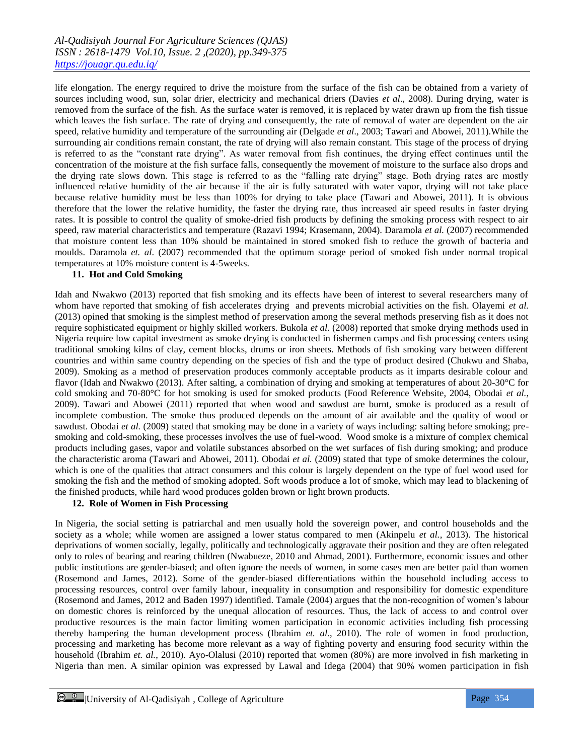life elongation. The energy required to drive the moisture from the surface of the fish can be obtained from a variety of sources including wood, sun, solar drier, electricity and mechanical driers (Davies *et al*., 2008). During drying, water is removed from the surface of the fish. As the surface water is removed, it is replaced by water drawn up from the fish tissue which leaves the fish surface. The rate of drying and consequently, the rate of removal of water are dependent on the air speed, relative humidity and temperature of the surrounding air (Delgade *et al*., 2003; Tawari and Abowei, 2011).While the surrounding air conditions remain constant, the rate of drying will also remain constant. This stage of the process of drying is referred to as the "constant rate drying". As water removal from fish continues, the drying effect continues until the concentration of the moisture at the fish surface falls, consequently the movement of moisture to the surface also drops and the drying rate slows down. This stage is referred to as the "falling rate drying" stage. Both drying rates are mostly influenced relative humidity of the air because if the air is fully saturated with water vapor, drying will not take place because relative humidity must be less than 100% for drying to take place (Tawari and Abowei, 2011). It is obvious therefore that the lower the relative humidity, the faster the drying rate, thus increased air speed results in faster drying rates. It is possible to control the quality of smoke-dried fish products by defining the smoking process with respect to air speed, raw material characteristics and temperature (Razavi 1994; Krasemann, 2004). Daramola *et al.* (2007) recommended that moisture content less than 10% should be maintained in stored smoked fish to reduce the growth of bacteria and moulds. Daramola *et. al*. (2007) recommended that the optimum storage period of smoked fish under normal tropical temperatures at 10% moisture content is 4-5weeks.

## 11. Hot and Cold Smoking

Idah and Nwakwo (2013) reported that fish smoking and its effects have been of interest to several researchers many of whom have reported that smoking of fish accelerates drying and prevents microbial activities on the fish. Olayemi *et al.* (2013) opined that smoking is the simplest method of preservation among the several methods preserving fish as it does not require sophisticated equipment or highly skilled workers. Bukola *et al*. (2008) reported that smoke drying methods used in Nigeria require low capital investment as smoke drying is conducted in fishermen camps and fish processing centers using traditional smoking kilns of clay, cement blocks, drums or iron sheets. Methods of fish smoking vary between different countries and within same country depending on the species of fish and the type of product desired (Chukwu and Shaba, 2009). Smoking as a method of preservation produces commonly acceptable products as it imparts desirable colour and flavor (Idah and Nwakwo (2013). After salting, a combination of drying and smoking at temperatures of about 20-30°C for cold smoking and 70-80°C for hot smoking is used for smoked products (Food Reference Website, 2004, Obodai *et al.*, 2009). Tawari and Abowei (2011) reported that when wood and sawdust are burnt, smoke is produced as a result of incomplete combustion. The smoke thus produced depends on the amount of air available and the quality of wood or sawdust. Obodai *et al.* (2009) stated that smoking may be done in a variety of ways including: salting before smoking; pre-smoking and cold-smoking, these processes involves the use of fuel-wood. Wood smoke is a mixture of complex chemical products including gases, vapor and volatile substances absorbed on the wet surfaces of fish during smoking; and produce the characteristic aroma (Tawari and Abowei, 2011). Obodai *et al.* (2009) stated that type of smoke determines the colour, which is one of the qualities that attract consumers and this colour is largely dependent on the type of fuel wood used for smoking the fish and the method of smoking adopted. Soft woods produce a lot of smoke, which may lead to blackening of the finished products, while hard wood produces golden brown or light brown products.

## 12. Role of Women in Fish Processing

In Nigeria, the social setting is patriarchal and men usually hold the sovereign power, and control households and the society as a whole; while women are assigned a lower status compared to men (Akinpelu *et al.*, 2013). The historical deprivations of women socially, legally, politically and technologically aggravate their position and they are often relegated only to roles of bearing and rearing children (Nwabueze, 2010 and Ahmad, 2001). Furthermore, economic issues and other public institutions are gender-biased; and often ignore the needs of women, in some cases men are better paid than women (Rosemond and James, 2012). Some of the gender-biased differentiations within the household including access to processing resources, control over family labour, inequality in consumption and responsibility for domestic expenditure (Rosemond and James, 2012 and Baden 1997) identified. Tamale (2004) argues that the non-recognition of women's labour on domestic chores is reinforced by the unequal allocation of resources. Thus, the lack of access to and control over productive resources is the main factor limiting women participation in economic activities including fish processing thereby hampering the human development process (Ibrahim *et. al.*, 2010). The role of women in food production, processing and marketing has become more relevant as a way of fighting poverty and ensuring food security within the household (Ibrahim *et. al.*, 2010). Ayo-Olalusi (2010) reported that women (80%) are more involved in fish marketing in Nigeria than men. A similar opinion was expressed by Lawal and Idega (2004) that 90% women participation in fish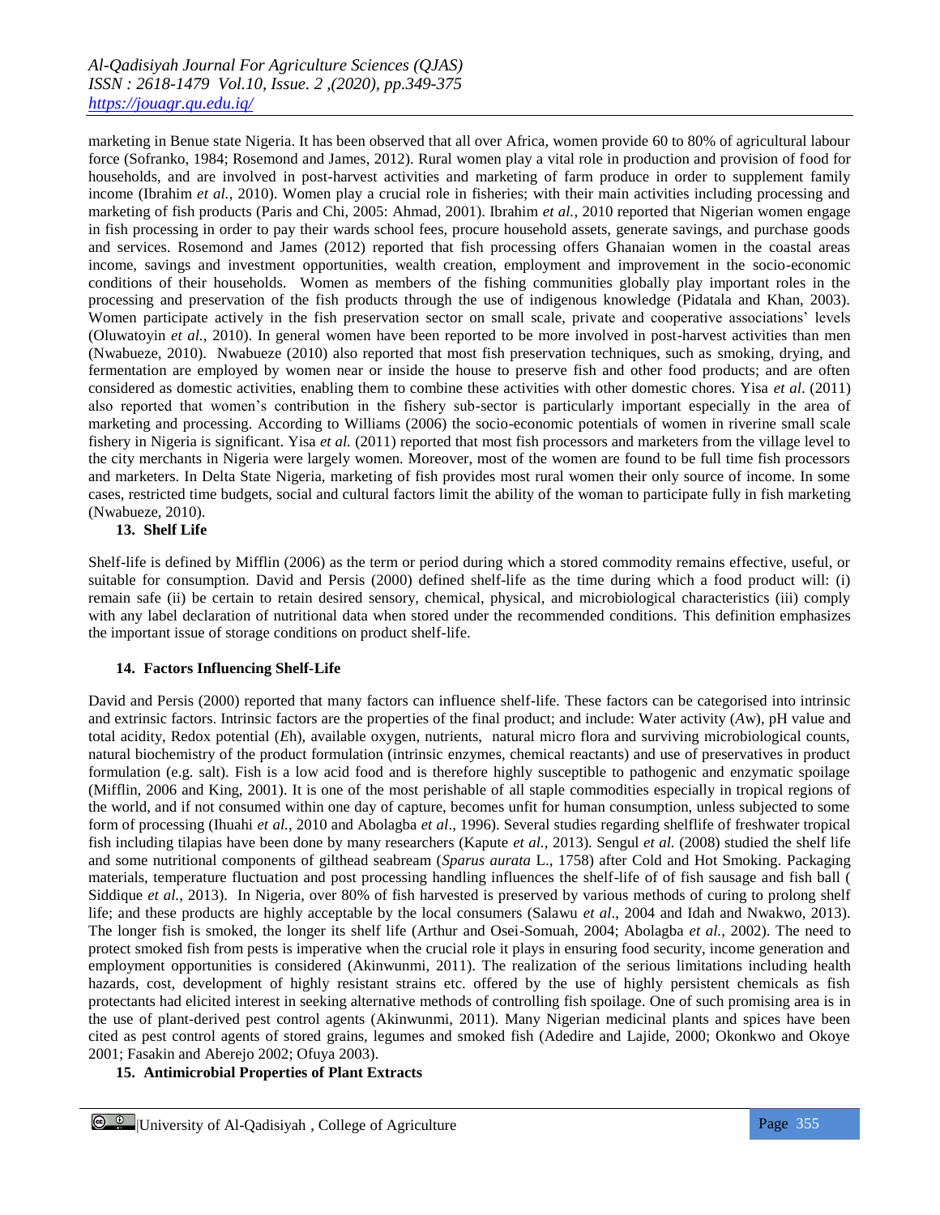marketing in Benue state Nigeria. It has been observed that all over Africa, women provide 60 to 80% of agricultural labour force (Sofranko, 1984; Rosemond and James, 2012). Rural women play a vital role in production and provision of food for households, and are involved in post-harvest activities and marketing of farm produce in order to supplement family income (Ibrahim *et al.*, 2010). Women play a crucial role in fisheries; with their main activities including processing and marketing of fish products (Paris and Chi, 2005: Ahmad, 2001). Ibrahim *et al.*, 2010 reported that Nigerian women engage in fish processing in order to pay their wards school fees, procure household assets, generate savings, and purchase goods and services. Rosemond and James (2012) reported that fish processing offers Ghanaian women in the coastal areas income, savings and investment opportunities, wealth creation, employment and improvement in the socio-economic conditions of their households. Women as members of the fishing communities globally play important roles in the processing and preservation of the fish products through the use of indigenous knowledge (Pidatala and Khan, 2003). Women participate actively in the fish preservation sector on small scale, private and cooperative associations' levels (Oluwatoyin *et al.*, 2010). In general women have been reported to be more involved in post-harvest activities than men (Nwabueze, 2010). Nwabueze (2010) also reported that most fish preservation techniques, such as smoking, drying, and fermentation are employed by women near or inside the house to preserve fish and other food products; and are often considered as domestic activities, enabling them to combine these activities with other domestic chores. Yisa *et al.* (2011) also reported that women's contribution in the fishery sub-sector is particularly important especially in the area of marketing and processing. According to Williams (2006) the socio-economic potentials of women in riverine small scale fishery in Nigeria is significant. Yisa *et al.* (2011) reported that most fish processors and marketers from the village level to the city merchants in Nigeria were largely women. Moreover, most of the women are found to be full time fish processors and marketers. In Delta State Nigeria, marketing of fish provides most rural women their only source of income. In some cases, restricted time budgets, social and cultural factors limit the ability of the woman to participate fully in fish marketing (Nwabueze, 2010).

## 13. Shelf Life

Shelf-life is defined by Mifflin (2006) as the term or period during which a stored commodity remains effective, useful, or suitable for consumption. David and Persis (2000) defined shelf-life as the time during which a food product will: (i) remain safe (ii) be certain to retain desired sensory, chemical, physical, and microbiological characteristics (iii) comply with any label declaration of nutritional data when stored under the recommended conditions. This definition emphasizes the important issue of storage conditions on product shelf-life.

## 14. Factors Influencing Shelf-Life

David and Persis (2000) reported that many factors can influence shelf-life. These factors can be categorised into intrinsic and extrinsic factors. Intrinsic factors are the properties of the final product; and include: Water activity ($Aw$), pH value and total acidity, Redox potential ($Eh$), available oxygen, nutrients, natural micro flora and surviving microbiological counts, natural biochemistry of the product formulation (intrinsic enzymes, chemical reactants) and use of preservatives in product formulation (e.g. salt). Fish is a low acid food and is therefore highly susceptible to pathogenic and enzymatic spoilage (Mifflin, 2006 and King, 2001). It is one of the most perishable of all staple commodities especially in tropical regions of the world, and if not consumed within one day of capture, becomes unfit for human consumption, unless subjected to some form of processing (Ihuahi *et al.*, 2010 and Abolagba *et al*., 1996). Several studies regarding shelflife of freshwater tropical fish including tilapias have been done by many researchers (Kapute *et al.*, 2013). Sengul *et al.* (2008) studied the shelf life and some nutritional components of gilthead seabream (*Sparus aurata* L., 1758) after Cold and Hot Smoking. Packaging materials, temperature fluctuation and post processing handling influences the shelf-life of of fish sausage and fish ball ( Siddique *et al.*, 2013). In Nigeria, over 80% of fish harvested is preserved by various methods of curing to prolong shelf life; and these products are highly acceptable by the local consumers (Salawu *et al*., 2004 and Idah and Nwakwo, 2013). The longer fish is smoked, the longer its shelf life (Arthur and Osei-Somuah, 2004; Abolagba *et al.*, 2002). The need to protect smoked fish from pests is imperative when the crucial role it plays in ensuring food security, income generation and employment opportunities is considered (Akinwunmi, 2011). The realization of the serious limitations including health hazards, cost, development of highly resistant strains etc. offered by the use of highly persistent chemicals as fish protectants had elicited interest in seeking alternative methods of controlling fish spoilage. One of such promising area is in the use of plant-derived pest control agents (Akinwunmi, 2011). Many Nigerian medicinal plants and spices have been cited as pest control agents of stored grains, legumes and smoked fish (Adedire and Lajide, 2000; Okonkwo and Okoye 2001; Fasakin and Aberejo 2002; Ofuya 2003).

## 15. Antimicrobial Properties of Plant Extracts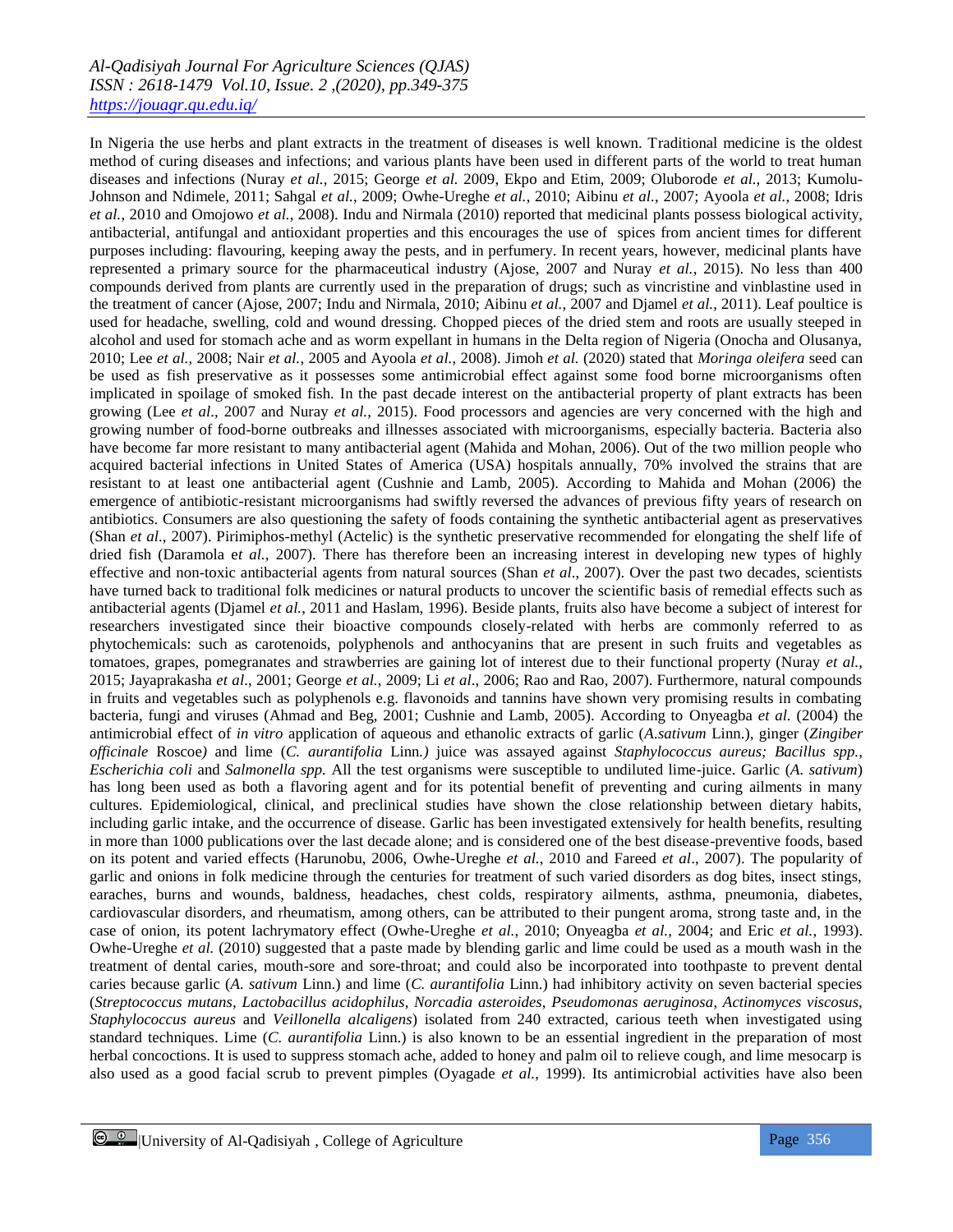In Nigeria the use herbs and plant extracts in the treatment of diseases is well known. Traditional medicine is the oldest method of curing diseases and infections; and various plants have been used in different parts of the world to treat human diseases and infections (Nuray *et al.*, 2015; George *et al.* 2009, Ekpo and Etim, 2009; Oluborode *et al.*, 2013; Kumolu-Johnson and Ndimele, 2011; Sahgal *et al.*, 2009; Owhe-Ureghe *et al.*, 2010; Aibinu *et al.*, 2007; Ayoola *et al.*, 2008; Idris *et al.*, 2010 and Omojowo *et al.*, 2008). Indu and Nirmala (2010) reported that medicinal plants possess biological activity, antibacterial, antifungal and antioxidant properties and this encourages the use of spices from ancient times for different purposes including: flavouring, keeping away the pests, and in perfumery. In recent years, however, medicinal plants have represented a primary source for the pharmaceutical industry (Ajose, 2007 and Nuray *et al.*, 2015). No less than 400 compounds derived from plants are currently used in the preparation of drugs; such as vincristine and vinblastine used in the treatment of cancer (Ajose, 2007; Indu and Nirmala, 2010; Aibinu *et al.*, 2007 and Djamel *et al.*, 2011). Leaf poultice is used for headache, swelling, cold and wound dressing. Chopped pieces of the dried stem and roots are usually steeped in alcohol and used for stomach ache and as worm expellant in humans in the Delta region of Nigeria (Onocha and Olusanya, 2010; Lee *et al.*, 2008; Nair *et al.*, 2005 and Ayoola *et al.*, 2008). Jimoh *et al.* (2020) stated that *Moringa oleifera* seed can be used as fish preservative as it possesses some antimicrobial effect against some food borne microorganisms often implicated in spoilage of smoked fish. In the past decade interest on the antibacterial property of plant extracts has been growing (Lee *et al*., 2007 and Nuray *et al.*, 2015). Food processors and agencies are very concerned with the high and growing number of food-borne outbreaks and illnesses associated with microorganisms, especially bacteria. Bacteria also have become far more resistant to many antibacterial agent (Mahida and Mohan, 2006). Out of the two million people who acquired bacterial infections in United States of America (USA) hospitals annually, 70% involved the strains that are resistant to at least one antibacterial agent (Cushnie and Lamb, 2005). According to Mahida and Mohan (2006) the emergence of antibiotic-resistant microorganisms had swiftly reversed the advances of previous fifty years of research on antibiotics. Consumers are also questioning the safety of foods containing the synthetic antibacterial agent as preservatives (Shan *et al*., 2007). Pirimiphos-methyl (Actelic) is the synthetic preservative recommended for elongating the shelf life of dried fish (Daramola e*t al.*, 2007). There has therefore been an increasing interest in developing new types of highly effective and non-toxic antibacterial agents from natural sources (Shan *et al*., 2007). Over the past two decades, scientists have turned back to traditional folk medicines or natural products to uncover the scientific basis of remedial effects such as antibacterial agents (Djamel *et al.*, 2011 and Haslam, 1996). Beside plants, fruits also have become a subject of interest for researchers investigated since their bioactive compounds closely-related with herbs are commonly referred to as phytochemicals: such as carotenoids, polyphenols and anthocyanins that are present in such fruits and vegetables as tomatoes, grapes, pomegranates and strawberries are gaining lot of interest due to their functional property (Nuray *et al.*, 2015; Jayaprakasha *et al*., 2001; George *et al.*, 2009; Li *et al*., 2006; Rao and Rao, 2007). Furthermore, natural compounds in fruits and vegetables such as polyphenols e.g. flavonoids and tannins have shown very promising results in combating bacteria, fungi and viruses (Ahmad and Beg, 2001; Cushnie and Lamb, 2005). According to Onyeagba *et al.* (2004) the antimicrobial effect of *in vitro* application of aqueous and ethanolic extracts of garlic (*A.sativum* Linn.), ginger (*Zingiber officinale* Roscoe*)* and lime (*C. aurantifolia* Linn.*)* juice was assayed against *Staphylococcus aureus; Bacillus spp., Escherichia coli* and *Salmonella spp.* All the test organisms were susceptible to undiluted lime-juice. Garlic (*A. sativum*) has long been used as both a flavoring agent and for its potential benefit of preventing and curing ailments in many cultures. Epidemiological, clinical, and preclinical studies have shown the close relationship between dietary habits, including garlic intake, and the occurrence of disease. Garlic has been investigated extensively for health benefits, resulting in more than 1000 publications over the last decade alone; and is considered one of the best disease-preventive foods, based on its potent and varied effects (Harunobu, 2006, Owhe-Ureghe *et al.*, 2010 and Fareed *et al*., 2007). The popularity of garlic and onions in folk medicine through the centuries for treatment of such varied disorders as dog bites, insect stings, earaches, burns and wounds, baldness, headaches, chest colds, respiratory ailments, asthma, pneumonia, diabetes, cardiovascular disorders, and rheumatism, among others, can be attributed to their pungent aroma, strong taste and, in the case of onion, its potent lachrymatory effect (Owhe-Ureghe *et al.*, 2010; Onyeagba *et al.*, 2004; and Eric *et al.*, 1993). Owhe-Ureghe *et al.* (2010) suggested that a paste made by blending garlic and lime could be used as a mouth wash in the treatment of dental caries, mouth-sore and sore-throat; and could also be incorporated into toothpaste to prevent dental caries because garlic (*A. sativum* Linn.) and lime (*C. aurantifolia* Linn.) had inhibitory activity on seven bacterial species (*Streptococcus mutans*, *Lactobacillus acidophilus*, *Norcadia asteroides*, *Pseudomonas aeruginosa*, *Actinomyces viscosus*, *Staphylococcus aureus* and *Veillonella alcaligens*) isolated from 240 extracted, carious teeth when investigated using standard techniques. Lime (*C. aurantifolia* Linn.) is also known to be an essential ingredient in the preparation of most herbal concoctions. It is used to suppress stomach ache, added to honey and palm oil to relieve cough, and lime mesocarp is also used as a good facial scrub to prevent pimples (Oyagade *et al.*, 1999). Its antimicrobial activities have also been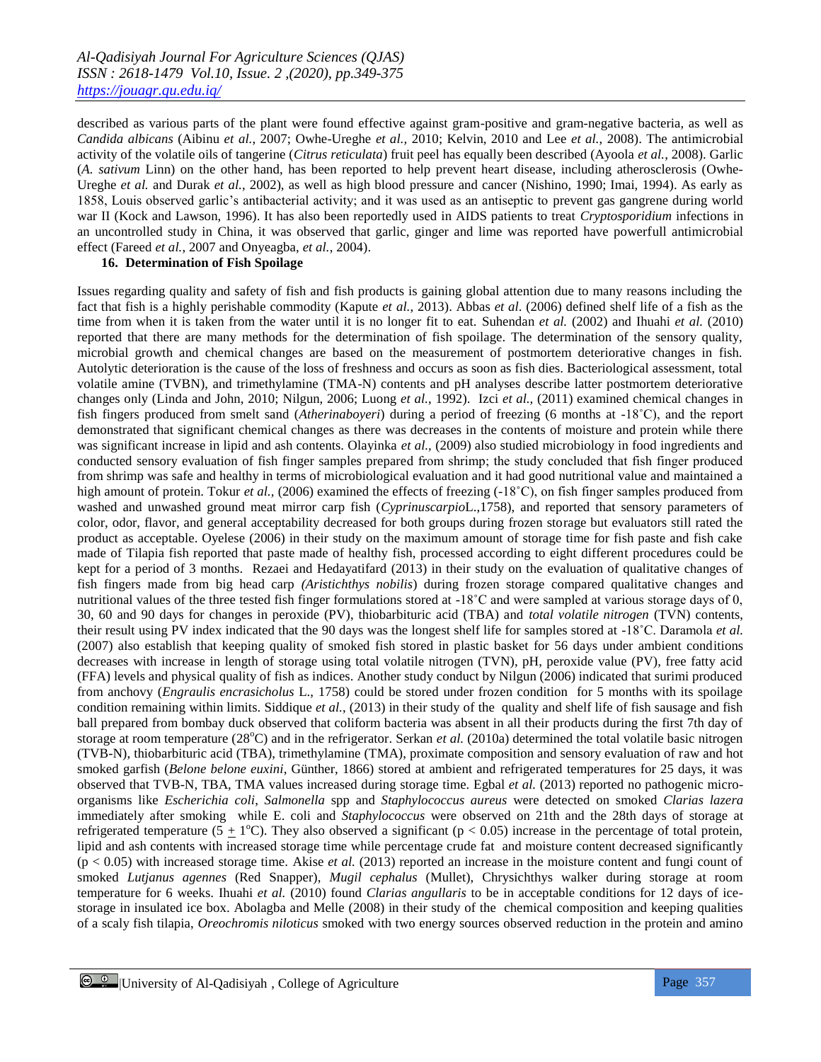described as various parts of the plant were found effective against gram-positive and gram-negative bacteria, as well as *Candida albicans* (Aibinu *et al.*, 2007; Owhe-Ureghe *et al.,* 2010; Kelvin, 2010 and Lee *et al.*, 2008). The antimicrobial activity of the volatile oils of tangerine (*Citrus reticulata*) fruit peel has equally been described (Ayoola *et al.*, 2008). Garlic (*A. sativum* Linn) on the other hand, has been reported to help prevent heart disease, including atherosclerosis (Owhe-Ureghe *et al.* and Durak *et al.*, 2002), as well as high blood pressure and cancer (Nishino, 1990; Imai, 1994). As early as 1858, Louis observed garlic's antibacterial activity; and it was used as an antiseptic to prevent gas gangrene during world war II (Kock and Lawson, 1996). It has also been reportedly used in AIDS patients to treat *Cryptosporidium* infections in an uncontrolled study in China, it was observed that garlic, ginger and lime was reported have powerfull antimicrobial effect (Fareed *et al.*, 2007 and Onyeagba, *et al.*, 2004).

### 16. Determination of Fish Spoilage

Issues regarding quality and safety of fish and fish products is gaining global attention due to many reasons including the fact that fish is a highly perishable commodity (Kapute *et al.*, 2013). Abbas *et al.* (2006) defined shelf life of a fish as the time from when it is taken from the water until it is no longer fit to eat. Suhendan *et al.* (2002) and Ihuahi *et al.* (2010) reported that there are many methods for the determination of fish spoilage. The determination of the sensory quality, microbial growth and chemical changes are based on the measurement of postmortem deteriorative changes in fish. Autolytic deterioration is the cause of the loss of freshness and occurs as soon as fish dies. Bacteriological assessment, total volatile amine (TVBN), and trimethylamine (TMA-N) contents and pH analyses describe latter postmortem deteriorative changes only (Linda and John, 2010; Nilgun, 2006; Luong *et al.*, 1992). Izci *et al.*, (2011) examined chemical changes in fish fingers produced from smelt sand (*Atherinaboyeri*) during a period of freezing (6 months at -18˚C), and the report demonstrated that significant chemical changes as there was decreases in the contents of moisture and protein while there was significant increase in lipid and ash contents. Olayinka *et al.,* (2009) also studied microbiology in food ingredients and conducted sensory evaluation of fish finger samples prepared from shrimp; the study concluded that fish finger produced from shrimp was safe and healthy in terms of microbiological evaluation and it had good nutritional value and maintained a high amount of protein. Tokur *et al.,* (2006) examined the effects of freezing (-18˚C), on fish finger samples produced from washed and unwashed ground meat mirror carp fish (*Cyprinuscarpio*L.,1758), and reported that sensory parameters of color, odor, flavor, and general acceptability decreased for both groups during frozen storage but evaluators still rated the product as acceptable. Oyelese (2006) in their study on the maximum amount of storage time for fish paste and fish cake made of Tilapia fish reported that paste made of healthy fish, processed according to eight different procedures could be kept for a period of 3 months. Rezaei and Hedayatifard (2013) in their study on the evaluation of qualitative changes of fish fingers made from big head carp *(Aristichthys nobilis*) during frozen storage compared qualitative changes and nutritional values of the three tested fish finger formulations stored at -18˚C and were sampled at various storage days of 0, 30, 60 and 90 days for changes in peroxide (PV), thiobarbituric acid (TBA) and *total volatile nitrogen* (TVN) contents, their result using PV index indicated that the 90 days was the longest shelf life for samples stored at -18˚C. Daramola *et al.* (2007) also establish that keeping quality of smoked fish stored in plastic basket for 56 days under ambient conditions decreases with increase in length of storage using total volatile nitrogen (TVN), pH, peroxide value (PV), free fatty acid (FFA) levels and physical quality of fish as indices. Another study conduct by Nilgun (2006) indicated that surimi produced from anchovy (*Engraulis encrasicholus* L., 1758) could be stored under frozen condition for 5 months with its spoilage condition remaining within limits. Siddique *et al.,* (2013) in their study of the quality and shelf life of fish sausage and fish ball prepared from bombay duck observed that coliform bacteria was absent in all their products during the first 7th day of storage at room temperature (28$^{o}$C) and in the refrigerator. Serkan *et al.* (2010a) determined the total volatile basic nitrogen (TVB-N), thiobarbituric acid (TBA), trimethylamine (TMA), proximate composition and sensory evaluation of raw and hot smoked garfish (*Belone belone euxini*, Günther, 1866) stored at ambient and refrigerated temperatures for 25 days, it was observed that TVB-N, TBA, TMA values increased during storage time. Egbal *et al.* (2013) reported no pathogenic micro-organisms like *Escherichia coli*, *Salmonella* spp and *Staphylococcus aureus* were detected on smoked *Clarias lazera* immediately after smoking while E. coli and *Staphylococcus* were observed on 21th and the 28th days of storage at refrigerated temperature ($5 \pm 1^{o}$C). They also observed a significant ($p < 0.05$) increase in the percentage of total protein, lipid and ash contents with increased storage time while percentage crude fat and moisture content decreased significantly ($p < 0.05$) with increased storage time. Akise *et al.* (2013) reported an increase in the moisture content and fungi count of smoked *Lutjanus agennes* (Red Snapper), *Mugil cephalus* (Mullet), Chrysichthys walker during storage at room temperature for 6 weeks. Ihuahi *et al.* (2010) found *Clarias angullaris* to be in acceptable conditions for 12 days of ice-storage in insulated ice box. Abolagba and Melle (2008) in their study of the chemical composition and keeping qualities of a scaly fish tilapia, *Oreochromis niloticus* smoked with two energy sources observed reduction in the protein and amino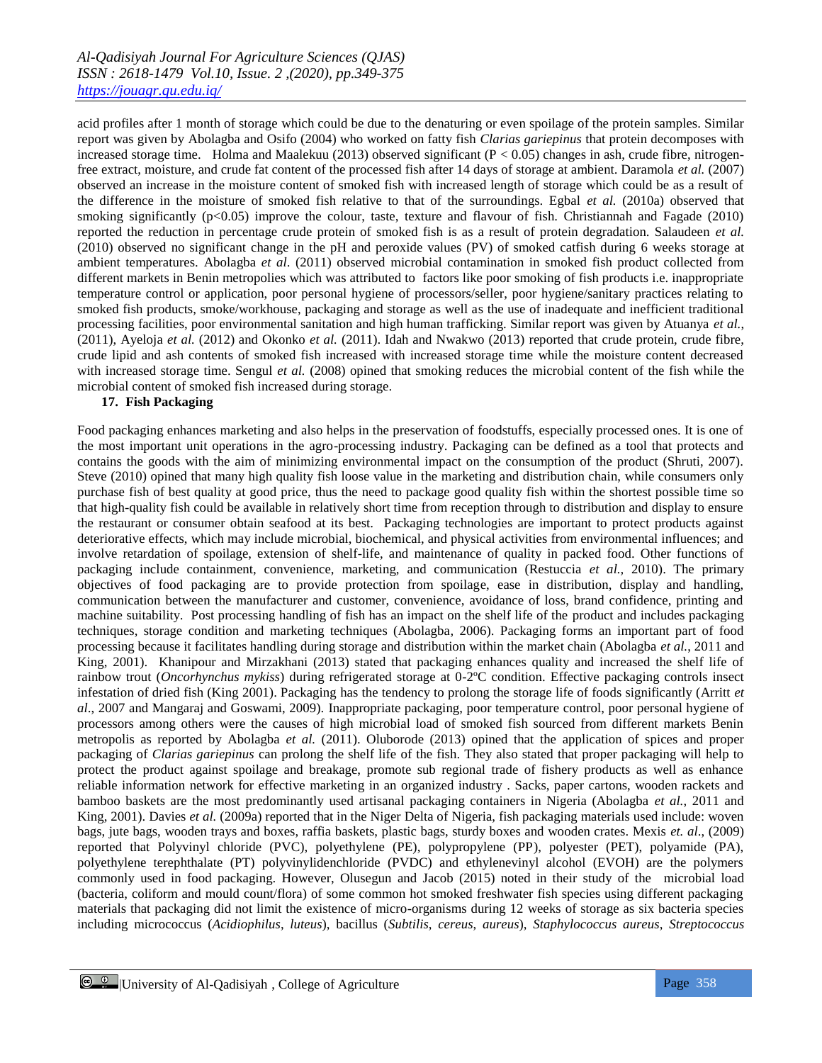acid profiles after 1 month of storage which could be due to the denaturing or even spoilage of the protein samples. Similar report was given by Abolagba and Osifo (2004) who worked on fatty fish *Clarias gariepinus* that protein decomposes with increased storage time. Holma and Maalekuu (2013) observed significant ($P < 0.05$) changes in ash, crude fibre, nitrogen-free extract, moisture, and crude fat content of the processed fish after 14 days of storage at ambient. Daramola *et al.* (2007) observed an increase in the moisture content of smoked fish with increased length of storage which could be as a result of the difference in the moisture of smoked fish relative to that of the surroundings. Egbal *et al.* (2010a) observed that smoking significantly ($p<0.05$) improve the colour, taste, texture and flavour of fish. Christiannah and Fagade (2010) reported the reduction in percentage crude protein of smoked fish is as a result of protein degradation. Salaudeen *et al.* (2010) observed no significant change in the pH and peroxide values (PV) of smoked catfish during 6 weeks storage at ambient temperatures. Abolagba *et al*. (2011) observed microbial contamination in smoked fish product collected from different markets in Benin metropolies which was attributed to factors like poor smoking of fish products i.e. inappropriate temperature control or application, poor personal hygiene of processors/seller, poor hygiene/sanitary practices relating to smoked fish products, smoke/workhouse, packaging and storage as well as the use of inadequate and inefficient traditional processing facilities, poor environmental sanitation and high human trafficking. Similar report was given by Atuanya *et al.*, (2011), Ayeloja *et al.* (2012) and Okonko *et al.* (2011). Idah and Nwakwo (2013) reported that crude protein, crude fibre, crude lipid and ash contents of smoked fish increased with increased storage time while the moisture content decreased with increased storage time. Sengul *et al.* (2008) opined that smoking reduces the microbial content of the fish while the microbial content of smoked fish increased during storage.

**17. Fish Packaging**

Food packaging enhances marketing and also helps in the preservation of foodstuffs, especially processed ones. It is one of the most important unit operations in the agro-processing industry. Packaging can be defined as a tool that protects and contains the goods with the aim of minimizing environmental impact on the consumption of the product (Shruti, 2007). Steve (2010) opined that many high quality fish loose value in the marketing and distribution chain, while consumers only purchase fish of best quality at good price, thus the need to package good quality fish within the shortest possible time so that high-quality fish could be available in relatively short time from reception through to distribution and display to ensure the restaurant or consumer obtain seafood at its best. Packaging technologies are important to protect products against deteriorative effects, which may include microbial, biochemical, and physical activities from environmental influences; and involve retardation of spoilage, extension of shelf-life, and maintenance of quality in packed food. Other functions of packaging include containment, convenience, marketing, and communication (Restuccia *et al.*, 2010). The primary objectives of food packaging are to provide protection from spoilage, ease in distribution, display and handling, communication between the manufacturer and customer, convenience, avoidance of loss, brand confidence, printing and machine suitability. Post processing handling of fish has an impact on the shelf life of the product and includes packaging techniques, storage condition and marketing techniques (Abolagba, 2006). Packaging forms an important part of food processing because it facilitates handling during storage and distribution within the market chain (Abolagba *et al.*, 2011 and King, 2001). Khanipour and Mirzakhani (2013) stated that packaging enhances quality and increased the shelf life of rainbow trout (*Oncorhynchus mykiss*) during refrigerated storage at 0-2ºC condition. Effective packaging controls insect infestation of dried fish (King 2001). Packaging has the tendency to prolong the storage life of foods significantly (Arritt *et al*., 2007 and Mangaraj and Goswami, 2009). Inappropriate packaging, poor temperature control, poor personal hygiene of processors among others were the causes of high microbial load of smoked fish sourced from different markets Benin metropolis as reported by Abolagba *et al.* (2011). Oluborode (2013) opined that the application of spices and proper packaging of *Clarias gariepinus* can prolong the shelf life of the fish. They also stated that proper packaging will help to protect the product against spoilage and breakage, promote sub regional trade of fishery products as well as enhance reliable information network for effective marketing in an organized industry . Sacks, paper cartons, wooden rackets and bamboo baskets are the most predominantly used artisanal packaging containers in Nigeria (Abolagba *et al.*, 2011 and King, 2001). Davies *et al.* (2009a) reported that in the Niger Delta of Nigeria, fish packaging materials used include: woven bags, jute bags, wooden trays and boxes, raffia baskets, plastic bags, sturdy boxes and wooden crates. Mexis *et. al*., (2009) reported that Polyvinyl chloride (PVC), polyethylene (PE), polypropylene (PP), polyester (PET), polyamide (PA), polyethylene terephthalate (PT) polyvinylidenchloride (PVDC) and ethylenevinyl alcohol (EVOH) are the polymers commonly used in food packaging. However, Olusegun and Jacob (2015) noted in their study of the microbial load (bacteria, coliform and mould count/flora) of some common hot smoked freshwater fish species using different packaging materials that packaging did not limit the existence of micro-organisms during 12 weeks of storage as six bacteria species including micrococcus (*Acidiophilus*, *luteus*), bacillus (*Subtilis*, *cereus*, *aureus*), *Staphylococcus aureus*, *Streptococcus*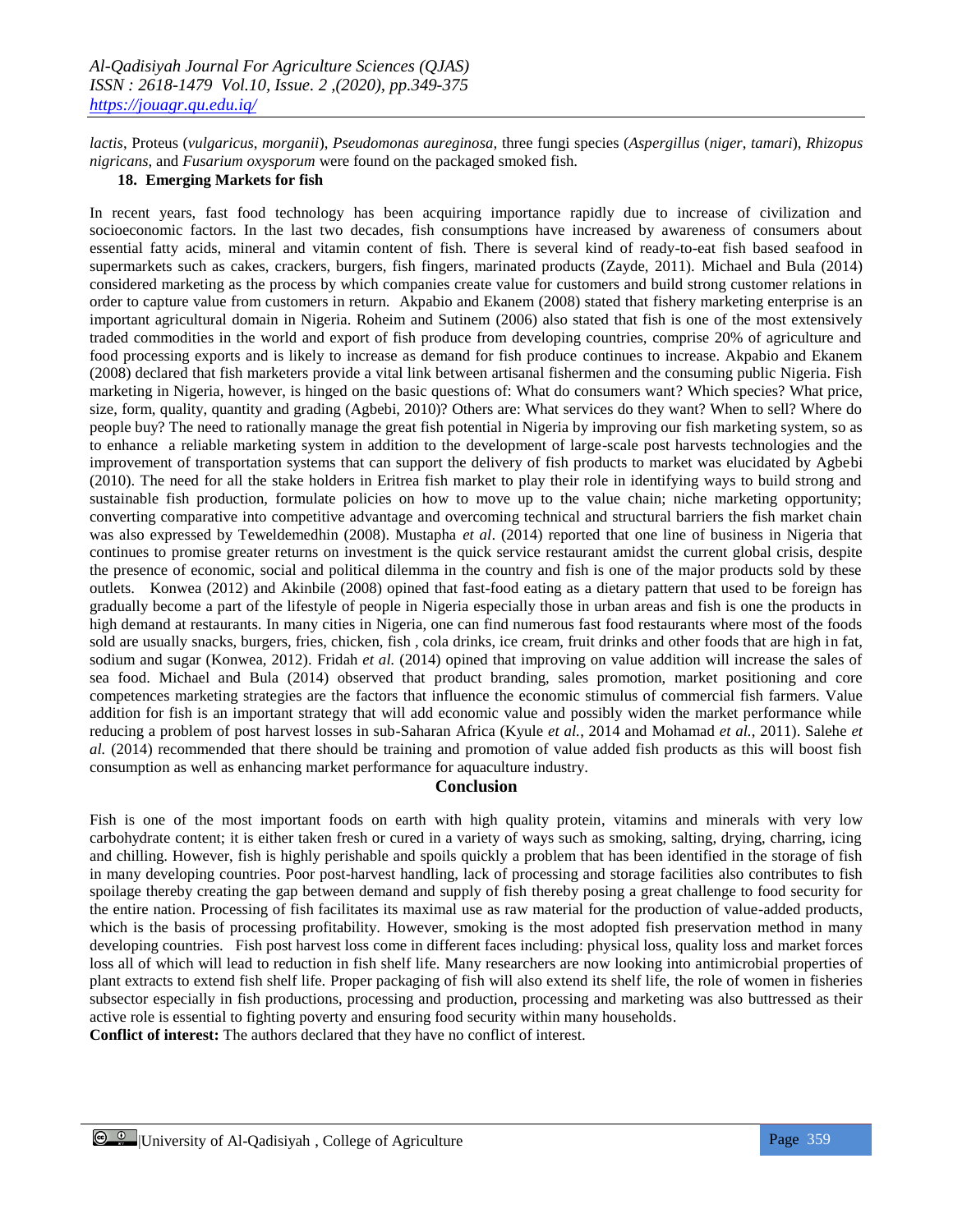*lactis*, Proteus (*vulgaricus, morganii*), *Pseudomonas aureginosa,* three fungi species (*Aspergillus* (*niger, tamari*), *Rhizopus nigricans,* and *Fusarium oxysporum* were found on the packaged smoked fish.

### 18. Emerging Markets for fish

In recent years, fast food technology has been acquiring importance rapidly due to increase of civilization and socioeconomic factors. In the last two decades, fish consumptions have increased by awareness of consumers about essential fatty acids, mineral and vitamin content of fish. There is several kind of ready-to-eat fish based seafood in supermarkets such as cakes, crackers, burgers, fish fingers, marinated products (Zayde, 2011). Michael and Bula (2014) considered marketing as the process by which companies create value for customers and build strong customer relations in order to capture value from customers in return. Akpabio and Ekanem (2008) stated that fishery marketing enterprise is an important agricultural domain in Nigeria. Roheim and Sutinem (2006) also stated that fish is one of the most extensively traded commodities in the world and export of fish produce from developing countries, comprise 20% of agriculture and food processing exports and is likely to increase as demand for fish produce continues to increase. Akpabio and Ekanem (2008) declared that fish marketers provide a vital link between artisanal fishermen and the consuming public Nigeria. Fish marketing in Nigeria, however, is hinged on the basic questions of: What do consumers want? Which species? What price, size, form, quality, quantity and grading (Agbebi, 2010)? Others are: What services do they want? When to sell? Where do people buy? The need to rationally manage the great fish potential in Nigeria by improving our fish marketing system, so as to enhance a reliable marketing system in addition to the development of large-scale post harvests technologies and the improvement of transportation systems that can support the delivery of fish products to market was elucidated by Agbebi (2010). The need for all the stake holders in Eritrea fish market to play their role in identifying ways to build strong and sustainable fish production, formulate policies on how to move up to the value chain; niche marketing opportunity; converting comparative into competitive advantage and overcoming technical and structural barriers the fish market chain was also expressed by Teweldemedhin (2008). Mustapha *et al*. (2014) reported that one line of business in Nigeria that continues to promise greater returns on investment is the quick service restaurant amidst the current global crisis, despite the presence of economic, social and political dilemma in the country and fish is one of the major products sold by these outlets. Konwea (2012) and Akinbile (2008) opined that fast-food eating as a dietary pattern that used to be foreign has gradually become a part of the lifestyle of people in Nigeria especially those in urban areas and fish is one the products in high demand at restaurants. In many cities in Nigeria, one can find numerous fast food restaurants where most of the foods sold are usually snacks, burgers, fries, chicken, fish , cola drinks, ice cream, fruit drinks and other foods that are high in fat, sodium and sugar (Konwea, 2012). Fridah *et al.* (2014) opined that improving on value addition will increase the sales of sea food. Michael and Bula (2014) observed that product branding, sales promotion, market positioning and core competences marketing strategies are the factors that influence the economic stimulus of commercial fish farmers. Value addition for fish is an important strategy that will add economic value and possibly widen the market performance while reducing a problem of post harvest losses in sub-Saharan Africa (Kyule *et al.*, 2014 and Mohamad *et al.*, 2011). Salehe *et al.* (2014) recommended that there should be training and promotion of value added fish products as this will boost fish consumption as well as enhancing market performance for aquaculture industry.

## Conclusion

Fish is one of the most important foods on earth with high quality protein, vitamins and minerals with very low carbohydrate content; it is either taken fresh or cured in a variety of ways such as smoking, salting, drying, charring, icing and chilling. However, fish is highly perishable and spoils quickly a problem that has been identified in the storage of fish in many developing countries. Poor post-harvest handling, lack of processing and storage facilities also contributes to fish spoilage thereby creating the gap between demand and supply of fish thereby posing a great challenge to food security for the entire nation. Processing of fish facilitates its maximal use as raw material for the production of value-added products, which is the basis of processing profitability. However, smoking is the most adopted fish preservation method in many developing countries. Fish post harvest loss come in different faces including: physical loss, quality loss and market forces loss all of which will lead to reduction in fish shelf life. Many researchers are now looking into antimicrobial properties of plant extracts to extend fish shelf life. Proper packaging of fish will also extend its shelf life, the role of women in fisheries subsector especially in fish productions, processing and production, processing and marketing was also buttressed as their active role is essential to fighting poverty and ensuring food security within many households.

**Conflict of interest:** The authors declared that they have no conflict of interest.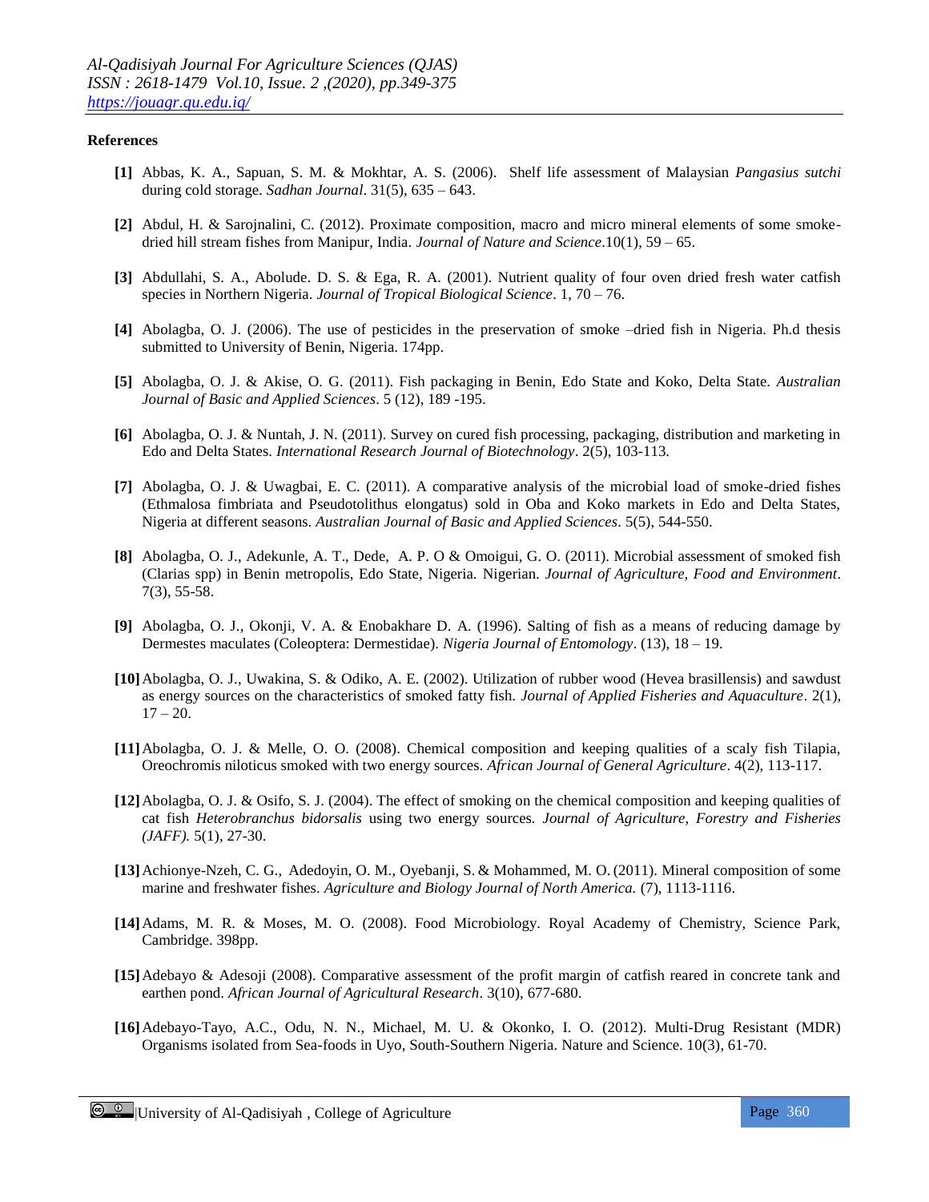**References**

**[1]** Abbas, K. A., Sapuan, S. M. & Mokhtar, A. S. (2006). Shelf life assessment of Malaysian *Pangasius sutchi* during cold storage. *Sadhan Journal*. 31(5), 635 – 643.

**[2]** Abdul, H. & Sarojnalini, C. (2012). Proximate composition, macro and micro mineral elements of some smoke-dried hill stream fishes from Manipur, India. *Journal of Nature and Science*.10(1), 59 – 65.

**[3]** Abdullahi, S. A., Abolude. D. S. & Ega, R. A. (2001). Nutrient quality of four oven dried fresh water catfish species in Northern Nigeria. *Journal of Tropical Biological Science*. 1, 70 – 76.

**[4]** Abolagba, O. J. (2006). The use of pesticides in the preservation of smoke –dried fish in Nigeria. Ph.d thesis submitted to University of Benin, Nigeria. 174pp.

**[5]** Abolagba, O. J. & Akise, O. G. (2011). Fish packaging in Benin, Edo State and Koko, Delta State. *Australian Journal of Basic and Applied Sciences*. 5 (12), 189 -195.

**[6]** Abolagba, O. J. & Nuntah, J. N. (2011). Survey on cured fish processing, packaging, distribution and marketing in Edo and Delta States. *International Research Journal of Biotechnology*. 2(5), 103-113.

**[7]** Abolagba, O. J. & Uwagbai, E. C. (2011). A comparative analysis of the microbial load of smoke-dried fishes (Ethmalosa fimbriata and Pseudotolithus elongatus) sold in Oba and Koko markets in Edo and Delta States, Nigeria at different seasons. *Australian Journal of Basic and Applied Sciences*. 5(5), 544-550.

**[8]** Abolagba, O. J., Adekunle, A. T., Dede, A. P. O & Omoigui, G. O. (2011). Microbial assessment of smoked fish (Clarias spp) in Benin metropolis, Edo State, Nigeria. Nigerian. *Journal of Agriculture, Food and Environment*. 7(3), 55-58.

**[9]** Abolagba, O. J., Okonji, V. A. & Enobakhare D. A. (1996). Salting of fish as a means of reducing damage by Dermestes maculates (Coleoptera: Dermestidae). *Nigeria Journal of Entomology*. (13), 18 – 19.

**[10]** Abolagba, O. J., Uwakina, S. & Odiko, A. E. (2002). Utilization of rubber wood (Hevea brasillensis) and sawdust as energy sources on the characteristics of smoked fatty fish. *Journal of Applied Fisheries and Aquaculture*. 2(1), 17 – 20.

**[11]** Abolagba, O. J. & Melle, O. O. (2008). Chemical composition and keeping qualities of a scaly fish Tilapia, Oreochromis niloticus smoked with two energy sources. *African Journal of General Agriculture*. 4(2), 113-117.

**[12]** Abolagba, O. J. & Osifo, S. J. (2004). The effect of smoking on the chemical composition and keeping qualities of cat fish *Heterobranchus bidorsalis* using two energy sources. *Journal of Agriculture, Forestry and Fisheries (JAFF).* 5(1), 27-30.

**[13]** Achionye-Nzeh, C. G., Adedoyin, O. M., Oyebanji, S. & Mohammed, M. O. (2011). Mineral composition of some marine and freshwater fishes. *Agriculture and Biology Journal of North America.* (7), 1113-1116.

**[14]** Adams, M. R. & Moses, M. O. (2008). Food Microbiology. Royal Academy of Chemistry, Science Park, Cambridge. 398pp.

**[15]** Adebayo & Adesoji (2008). Comparative assessment of the profit margin of catfish reared in concrete tank and earthen pond. *African Journal of Agricultural Research*. 3(10), 677-680.

**[16]** Adebayo-Tayo, A.C., Odu, N. N., Michael, M. U. & Okonko, I. O. (2012). Multi-Drug Resistant (MDR) Organisms isolated from Sea-foods in Uyo, South-Southern Nigeria. Nature and Science. 10(3), 61-70.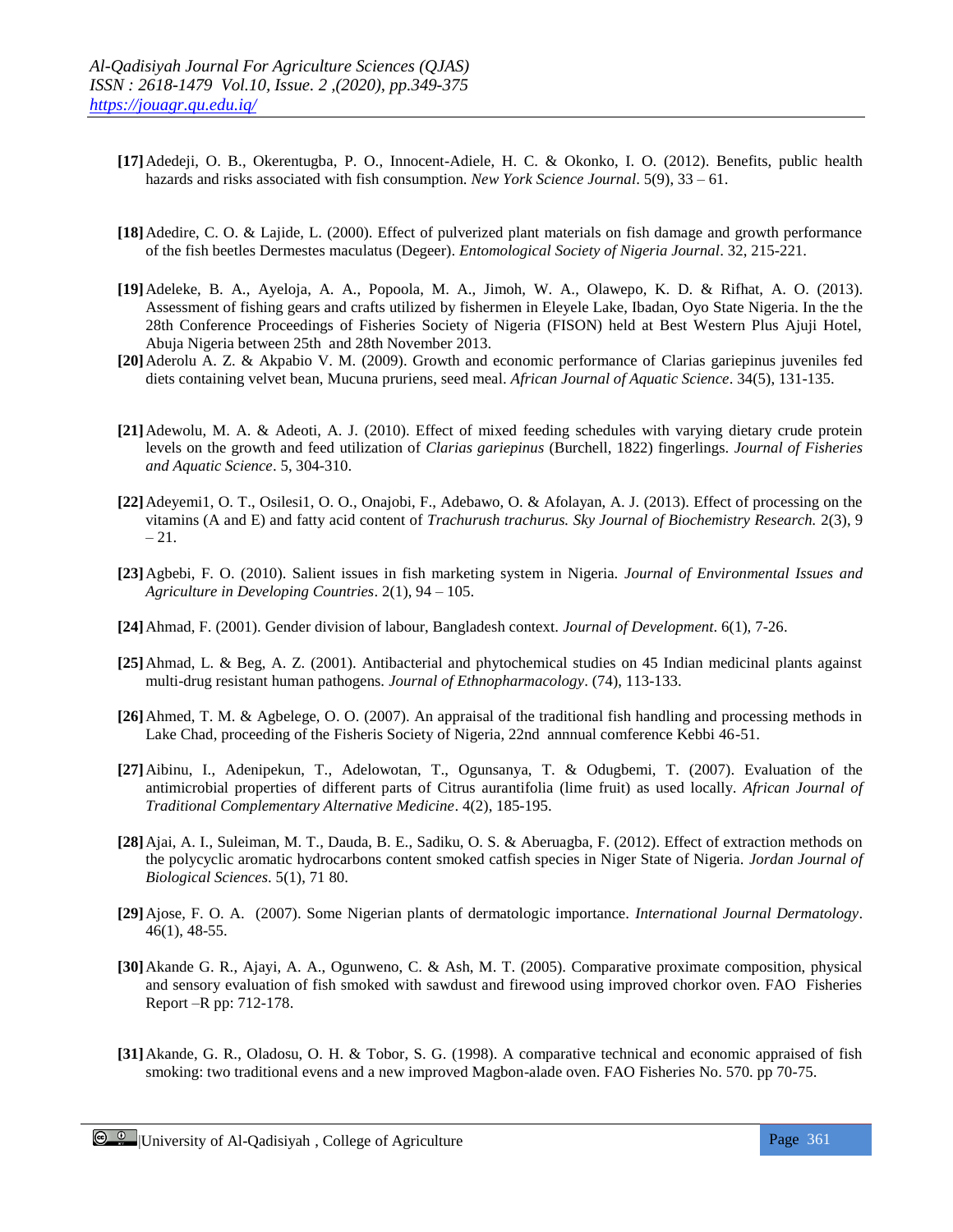**[17]** Adedeji, O. B., Okerentugba, P. O., Innocent-Adiele, H. C. & Okonko, I. O. (2012). Benefits, public health hazards and risks associated with fish consumption. *New York Science Journal*. 5(9), 33 – 61.

**[18]** Adedire, C. O. & Lajide, L. (2000). Effect of pulverized plant materials on fish damage and growth performance of the fish beetles Dermestes maculatus (Degeer). *Entomological Society of Nigeria Journal*. 32, 215-221.

**[19]** Adeleke, B. A., Ayeloja, A. A., Popoola, M. A., Jimoh, W. A., Olawepo, K. D. & Rifhat, A. O. (2013). Assessment of fishing gears and crafts utilized by fishermen in Eleyele Lake, Ibadan, Oyo State Nigeria. In the the 28th Conference Proceedings of Fisheries Society of Nigeria (FISON) held at Best Western Plus Ajuji Hotel, Abuja Nigeria between 25th and 28th November 2013.

**[20]** Aderolu A. Z. & Akpabio V. M. (2009). Growth and economic performance of Clarias gariepinus juveniles fed diets containing velvet bean, Mucuna pruriens, seed meal. *African Journal of Aquatic Science*. 34(5), 131-135.

**[21]** Adewolu, M. A. & Adeoti, A. J. (2010). Effect of mixed feeding schedules with varying dietary crude protein levels on the growth and feed utilization of *Clarias gariepinus* (Burchell, 1822) fingerlings. *Journal of Fisheries and Aquatic Science*. 5, 304-310.

**[22]** Adeyemi1, O. T., Osilesi1, O. O., Onajobi, F., Adebawo, O. & Afolayan, A. J. (2013). Effect of processing on the vitamins (A and E) and fatty acid content of *Trachurush trachurus. Sky Journal of Biochemistry Research.* 2(3), 9 – 21.

**[23]** Agbebi, F. O. (2010). Salient issues in fish marketing system in Nigeria. *Journal of Environmental Issues and Agriculture in Developing Countries*. 2(1), 94 – 105.

**[24]** Ahmad, F. (2001). Gender division of labour, Bangladesh context. *Journal of Development*. 6(1), 7-26.

**[25]** Ahmad, L. & Beg, A. Z. (2001). Antibacterial and phytochemical studies on 45 Indian medicinal plants against multi-drug resistant human pathogens. *Journal of Ethnopharmacology*. (74), 113-133.

**[26]** Ahmed, T. M. & Agbelege, O. O. (2007). An appraisal of the traditional fish handling and processing methods in Lake Chad, proceeding of the Fisheris Society of Nigeria, 22nd annnual comference Kebbi 46-51.

**[27]** Aibinu, I., Adenipekun, T., Adelowotan, T., Ogunsanya, T. & Odugbemi, T. (2007). Evaluation of the antimicrobial properties of different parts of Citrus aurantifolia (lime fruit) as used locally. *African Journal of Traditional Complementary Alternative Medicine*. 4(2), 185-195.

**[28]** Ajai, A. I., Suleiman, M. T., Dauda, B. E., Sadiku, O. S. & Aberuagba, F. (2012). Effect of extraction methods on the polycyclic aromatic hydrocarbons content smoked catfish species in Niger State of Nigeria. *Jordan Journal of Biological Sciences*. 5(1), 71 80.

**[29]** Ajose, F. O. A. (2007). Some Nigerian plants of dermatologic importance. *International Journal Dermatology*. 46(1), 48-55.

**[30]** Akande G. R., Ajayi, A. A., Ogunweno, C. & Ash, M. T. (2005). Comparative proximate composition, physical and sensory evaluation of fish smoked with sawdust and firewood using improved chorkor oven. FAO Fisheries Report –R pp: 712-178.

**[31]** Akande, G. R., Oladosu, O. H. & Tobor, S. G. (1998). A comparative technical and economic appraised of fish smoking: two traditional evens and a new improved Magbon-alade oven. FAO Fisheries No. 570. pp 70-75.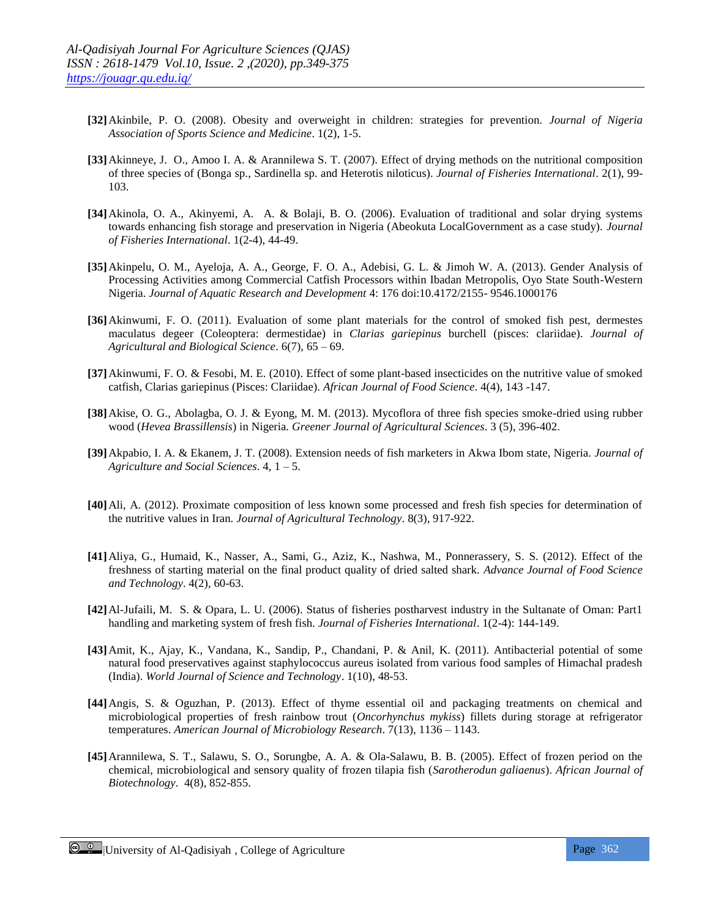**[32]** Akinbile, P. O. (2008). Obesity and overweight in children: strategies for prevention. *Journal of Nigeria Association of Sports Science and Medicine*. 1(2), 1-5.

**[33]** Akinneye, J. O., Amoo I. A. & Arannilewa S. T. (2007). Effect of drying methods on the nutritional composition of three species of (Bonga sp., Sardinella sp. and Heterotis niloticus). *Journal of Fisheries International*. 2(1), 99-103.

**[34]** Akinola, O. A., Akinyemi, A. A. & Bolaji, B. O. (2006). Evaluation of traditional and solar drying systems towards enhancing fish storage and preservation in Nigeria (Abeokuta LocalGovernment as a case study). *Journal of Fisheries International*. 1(2-4), 44-49.

**[35]** Akinpelu, O. M., Ayeloja, A. A., George, F. O. A., Adebisi, G. L. & Jimoh W. A. (2013). Gender Analysis of Processing Activities among Commercial Catfish Processors within Ibadan Metropolis, Oyo State South-Western Nigeria. *Journal of Aquatic Research and Development* 4: 176 doi:10.4172/2155- 9546.1000176

**[36]** Akinwumi, F. O. (2011). Evaluation of some plant materials for the control of smoked fish pest, dermestes maculatus degeer (Coleoptera: dermestidae) in *Clarias gariepinus* burchell (pisces: clariidae). *Journal of Agricultural and Biological Science*. 6(7), 65 – 69.

**[37]** Akinwumi, F. O. & Fesobi, M. E. (2010). Effect of some plant-based insecticides on the nutritive value of smoked catfish, Clarias gariepinus (Pisces: Clariidae). *African Journal of Food Science*. 4(4), 143 -147.

**[38]** Akise, O. G., Abolagba, O. J. & Eyong, M. M. (2013). Mycoflora of three fish species smoke-dried using rubber wood (*Hevea Brassillensis*) in Nigeria. *Greener Journal of Agricultural Sciences*. 3 (5), 396-402.

**[39]** Akpabio, I. A. & Ekanem, J. T. (2008). Extension needs of fish marketers in Akwa Ibom state, Nigeria. *Journal of Agriculture and Social Sciences*. 4, 1 – 5.

**[40]** Ali, A. (2012). Proximate composition of less known some processed and fresh fish species for determination of the nutritive values in Iran. *Journal of Agricultural Technology*. 8(3), 917-922.

**[41]** Aliya, G., Humaid, K., Nasser, A., Sami, G., Aziz, K., Nashwa, M., Ponnerassery, S. S. (2012). Effect of the freshness of starting material on the final product quality of dried salted shark. *Advance Journal of Food Science and Technology*. 4(2), 60-63.

**[42]** Al-Jufaili, M. S. & Opara, L. U. (2006). Status of fisheries postharvest industry in the Sultanate of Oman: Part1 handling and marketing system of fresh fish. *Journal of Fisheries International*. 1(2-4): 144-149.

**[43]** Amit, K., Ajay, K., Vandana, K., Sandip, P., Chandani, P. & Anil, K. (2011). Antibacterial potential of some natural food preservatives against staphylococcus aureus isolated from various food samples of Himachal pradesh (India). *World Journal of Science and Technology*. 1(10), 48-53.

**[44]** Angis, S. & Oguzhan, P. (2013). Effect of thyme essential oil and packaging treatments on chemical and microbiological properties of fresh rainbow trout (*Oncorhynchus mykiss*) fillets during storage at refrigerator temperatures. *American Journal of Microbiology Research*. 7(13), 1136 – 1143.

**[45]** Arannilewa, S. T., Salawu, S. O., Sorungbe, A. A. & Ola-Salawu, B. B. (2005). Effect of frozen period on the chemical, microbiological and sensory quality of frozen tilapia fish (*Sarotherodun galiaenus*). *African Journal of Biotechnology*. 4(8), 852-855.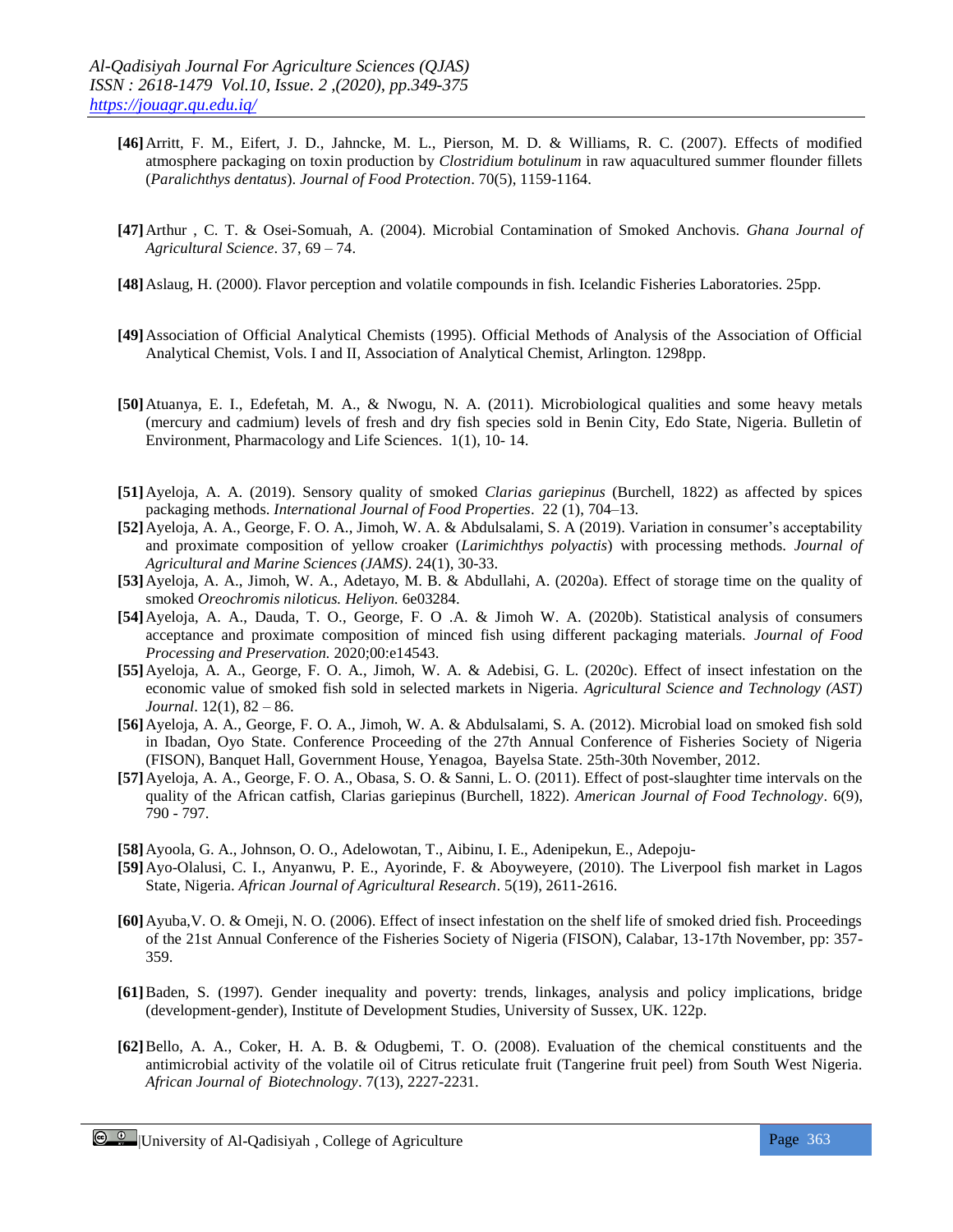**[46]** Arritt, F. M., Eifert, J. D., Jahncke, M. L., Pierson, M. D. & Williams, R. C. (2007). Effects of modified atmosphere packaging on toxin production by *Clostridium botulinum* in raw aquacultured summer flounder fillets (*Paralichthys dentatus*). *Journal of Food Protection*. 70(5), 1159-1164.

**[47]** Arthur , C. T. & Osei-Somuah, A. (2004). Microbial Contamination of Smoked Anchovis. *Ghana Journal of Agricultural Science*. 37, 69 – 74.

**[48]** Aslaug, H. (2000). Flavor perception and volatile compounds in fish. Icelandic Fisheries Laboratories. 25pp.

**[49]** Association of Official Analytical Chemists (1995). Official Methods of Analysis of the Association of Official Analytical Chemist, Vols. I and II, Association of Analytical Chemist, Arlington. 1298pp.

**[50]** Atuanya, E. I., Edefetah, M. A., & Nwogu, N. A. (2011). Microbiological qualities and some heavy metals (mercury and cadmium) levels of fresh and dry fish species sold in Benin City, Edo State, Nigeria. Bulletin of Environment, Pharmacology and Life Sciences. 1(1), 10- 14.

**[51]** Ayeloja, A. A. (2019). Sensory quality of smoked *Clarias gariepinus* (Burchell, 1822) as affected by spices packaging methods. *International Journal of Food Properties*. 22 (1), 704–13.

**[52]** Ayeloja, A. A., George, F. O. A., Jimoh, W. A. & Abdulsalami, S. A (2019). Variation in consumer's acceptability and proximate composition of yellow croaker (*Larimichthys polyactis*) with processing methods. *Journal of Agricultural and Marine Sciences (JAMS)*. 24(1), 30-33.

**[53]** Ayeloja, A. A., Jimoh, W. A., Adetayo, M. B. & Abdullahi, A. (2020a). Effect of storage time on the quality of smoked *Oreochromis niloticus. Heliyon.* 6e03284.

**[54]** Ayeloja, A. A., Dauda, T. O., George, F. O .A. & Jimoh W. A. (2020b). Statistical analysis of consumers acceptance and proximate composition of minced fish using different packaging materials. *Journal of Food Processing and Preservation.* 2020;00:e14543.

**[55]** Ayeloja, A. A., George, F. O. A., Jimoh, W. A. & Adebisi, G. L. (2020c). Effect of insect infestation on the economic value of smoked fish sold in selected markets in Nigeria. *Agricultural Science and Technology (AST) Journal*. 12(1), 82 – 86.

**[56]** Ayeloja, A. A., George, F. O. A., Jimoh, W. A. & Abdulsalami, S. A. (2012). Microbial load on smoked fish sold in Ibadan, Oyo State. Conference Proceeding of the 27th Annual Conference of Fisheries Society of Nigeria (FISON), Banquet Hall, Government House, Yenagoa, Bayelsa State. 25th-30th November, 2012.

**[57]** Ayeloja, A. A., George, F. O. A., Obasa, S. O. & Sanni, L. O. (2011). Effect of post-slaughter time intervals on the quality of the African catfish, Clarias gariepinus (Burchell, 1822). *American Journal of Food Technology*. 6(9), 790 - 797.

**[58]** Ayoola, G. A., Johnson, O. O., Adelowotan, T., Aibinu, I. E., Adenipekun, E., Adepoju-

**[59]** Ayo-Olalusi, C. I., Anyanwu, P. E., Ayorinde, F. & Aboyweyere, (2010). The Liverpool fish market in Lagos State, Nigeria. *African Journal of Agricultural Research*. 5(19), 2611-2616.

**[60]** Ayuba,V. O. & Omeji, N. O. (2006). Effect of insect infestation on the shelf life of smoked dried fish. Proceedings of the 21st Annual Conference of the Fisheries Society of Nigeria (FISON), Calabar, 13-17th November, pp: 357-359.

**[61]** Baden, S. (1997). Gender inequality and poverty: trends, linkages, analysis and policy implications, bridge (development-gender), Institute of Development Studies, University of Sussex, UK. 122p.

**[62]** Bello, A. A., Coker, H. A. B. & Odugbemi, T. O. (2008). Evaluation of the chemical constituents and the antimicrobial activity of the volatile oil of Citrus reticulate fruit (Tangerine fruit peel) from South West Nigeria. *African Journal of Biotechnology*. 7(13), 2227-2231.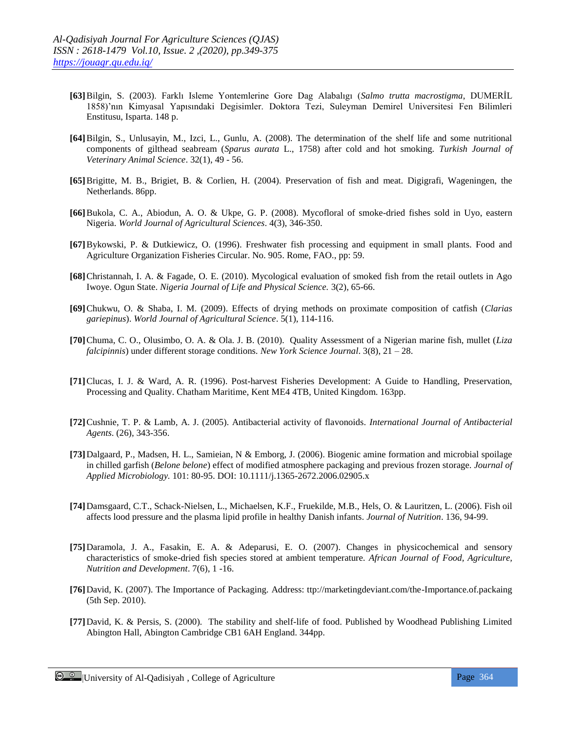**[63]** Bilgin, S. (2003). Farklı Isleme Yontemlerine Gore Dag Alabalıgı (*Salmo trutta macrostigma*, DUMERİL 1858)'nın Kimyasal Yapısındaki Degisimler. Doktora Tezi, Suleyman Demirel Universitesi Fen Bilimleri Enstitusu, Isparta. 148 p.

**[64]** Bilgin, S., Unlusayin, M., Izci, L., Gunlu, A. (2008). The determination of the shelf life and some nutritional components of gilthead seabream (*Sparus aurata* L., 1758) after cold and hot smoking. *Turkish Journal of Veterinary Animal Science*. 32(1), 49 - 56.

**[65]** Brigitte, M. B., Brigiet, B. & Corlien, H. (2004). Preservation of fish and meat. Digigrafi, Wageningen, the Netherlands. 86pp.

**[66]** Bukola, C. A., Abiodun, A. O. & Ukpe, G. P. (2008). Mycofloral of smoke-dried fishes sold in Uyo, eastern Nigeria. *World Journal of Agricultural Sciences*. 4(3), 346-350.

**[67]** Bykowski, P. & Dutkiewicz, O. (1996). Freshwater fish processing and equipment in small plants. Food and Agriculture Organization Fisheries Circular. No. 905. Rome, FAO., pp: 59.

**[68]** Christannah, I. A. & Fagade, O. E. (2010). Mycological evaluation of smoked fish from the retail outlets in Ago Iwoye. Ogun State. *Nigeria Journal of Life and Physical Science.* 3(2), 65-66.

**[69]** Chukwu, O. & Shaba, I. M. (2009). Effects of drying methods on proximate composition of catfish (*Clarias gariepinus*). *World Journal of Agricultural Science*. 5(1), 114-116.

**[70]** Chuma, C. O., Olusimbo, O. A. & Ola. J. B. (2010). Quality Assessment of a Nigerian marine fish, mullet (*Liza falcipinnis*) under different storage conditions. *New York Science Journal*. 3(8), 21 – 28.

**[71]** Clucas, I. J. & Ward, A. R. (1996). Post-harvest Fisheries Development: A Guide to Handling, Preservation, Processing and Quality. Chatham Maritime, Kent ME4 4TB, United Kingdom. 163pp.

**[72]** Cushnie, T. P. & Lamb, A. J. (2005). Antibacterial activity of flavonoids. *International Journal of Antibacterial Agents*. (26), 343-356.

**[73]** Dalgaard, P., Madsen, H. L., Samieian, N & Emborg, J. (2006). Biogenic amine formation and microbial spoilage in chilled garfish (*Belone belone*) effect of modified atmosphere packaging and previous frozen storage. *Journal of Applied Microbiology*. 101: 80-95. DOI: 10.1111/j.1365-2672.2006.02905.x

**[74]** Damsgaard, C.T., Schack-Nielsen, L., Michaelsen, K.F., Fruekilde, M.B., Hels, O. & Lauritzen, L. (2006). Fish oil affects lood pressure and the plasma lipid profile in healthy Danish infants. *Journal of Nutrition*. 136, 94-99.

**[75]** Daramola, J. A., Fasakin, E. A. & Adeparusi, E. O. (2007). Changes in physicochemical and sensory characteristics of smoke-dried fish species stored at ambient temperature. *African Journal of Food, Agriculture, Nutrition and Development*. 7(6), 1 -16.

**[76]** David, K. (2007). The Importance of Packaging. Address: ttp://marketingdeviant.com/the-Importance.of.packaing (5th Sep. 2010).

**[77]** David, K. & Persis, S. (2000). The stability and shelf-life of food. Published by Woodhead Publishing Limited Abington Hall, Abington Cambridge CB1 6AH England. 344pp.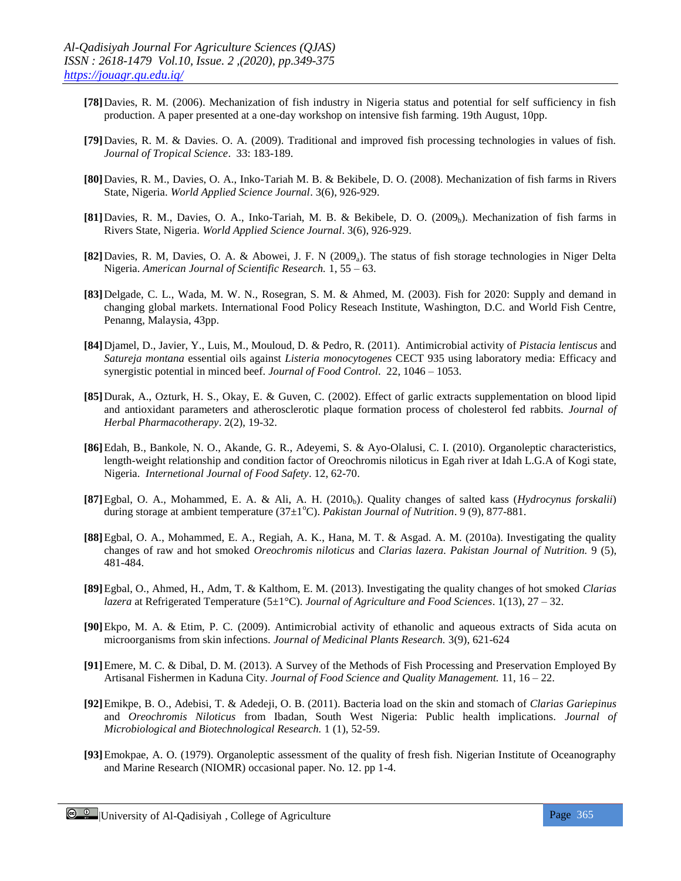**[78]** Davies, R. M. (2006). Mechanization of fish industry in Nigeria status and potential for self sufficiency in fish production. A paper presented at a one-day workshop on intensive fish farming. 19th August, 10pp.

**[79]** Davies, R. M. & Davies. O. A. (2009). Traditional and improved fish processing technologies in values of fish. *Journal of Tropical Science*. 33: 183-189.

**[80]** Davies, R. M., Davies, O. A., Inko-Tariah M. B. & Bekibele, D. O. (2008). Mechanization of fish farms in Rivers State, Nigeria. *World Applied Science Journal*. 3(6), 926-929.

**[81]** Davies, R. M., Davies, O. A., Inko-Tariah, M. B. & Bekibele, D. O. ($2009_b$). Mechanization of fish farms in Rivers State, Nigeria. *World Applied Science Journal*. 3(6), 926-929.

**[82]** Davies, R. M, Davies, O. A. & Abowei, J. F. N ($2009_a$). The status of fish storage technologies in Niger Delta Nigeria. *American Journal of Scientific Research.* 1, 55 – 63.

**[83]** Delgade, C. L., Wada, M. W. N., Rosegran, S. M. & Ahmed, M. (2003). Fish for 2020: Supply and demand in changing global markets. International Food Policy Reseach Institute, Washington, D.C. and World Fish Centre, Penanng, Malaysia, 43pp.

**[84]** Djamel, D., Javier, Y., Luis, M., Mouloud, D. & Pedro, R. (2011). Antimicrobial activity of *Pistacia lentiscus* and *Satureja montana* essential oils against *Listeria monocytogenes* CECT 935 using laboratory media: Efficacy and synergistic potential in minced beef. *Journal of Food Control*. 22, 1046 – 1053.

**[85]** Durak, A., Ozturk, H. S., Okay, E. & Guven, C. (2002). Effect of garlic extracts supplementation on blood lipid and antioxidant parameters and atherosclerotic plaque formation process of cholesterol fed rabbits. *Journal of Herbal Pharmacotherapy*. 2(2), 19-32.

**[86]** Edah, B., Bankole, N. O., Akande, G. R., Adeyemi, S. & Ayo-Olalusi, C. I. (2010). Organoleptic characteristics, length-weight relationship and condition factor of Oreochromis niloticus in Egah river at Idah L.G.A of Kogi state, Nigeria. *Internetional Journal of Food Safety*. 12, 62-70.

**[87]** Egbal, O. A., Mohammed, E. A. & Ali, A. H. ($2010_b$). Quality changes of salted kass (*Hydrocynus forskalii*) during storage at ambient temperature ($37\pm1^{o}$C). *Pakistan Journal of Nutrition*. 9 (9), 877-881.

**[88]** Egbal, O. A., Mohammed, E. A., Regiah, A. K., Hana, M. T. & Asgad. A. M. (2010a). Investigating the quality changes of raw and hot smoked *Oreochromis niloticus* and *Clarias lazera*. *Pakistan Journal of Nutrition.* 9 (5), 481-484.

**[89]** Egbal, O., Ahmed, H., Adm, T. & Kalthom, E. M. (2013). Investigating the quality changes of hot smoked *Clarias lazera* at Refrigerated Temperature ($5\pm1$°C). *Journal of Agriculture and Food Sciences*. 1(13), 27 – 32.

**[90]** Ekpo, M. A. & Etim, P. C. (2009). Antimicrobial activity of ethanolic and aqueous extracts of Sida acuta on microorganisms from skin infections. *Journal of Medicinal Plants Research.* 3(9), 621-624

**[91]** Emere, M. C. & Dibal, D. M. (2013). A Survey of the Methods of Fish Processing and Preservation Employed By Artisanal Fishermen in Kaduna City. *Journal of Food Science and Quality Management.* 11, 16 – 22.

**[92]** Emikpe, B. O., Adebisi, T. & Adedeji, O. B. (2011). Bacteria load on the skin and stomach of *Clarias Gariepinus* and *Oreochromis Niloticus* from Ibadan, South West Nigeria: Public health implications. *Journal of Microbiological and Biotechnological Research.* 1 (1), 52-59.

**[93]** Emokpae, A. O. (1979). Organoleptic assessment of the quality of fresh fish. Nigerian Institute of Oceanography and Marine Research (NIOMR) occasional paper. No. 12. pp 1-4.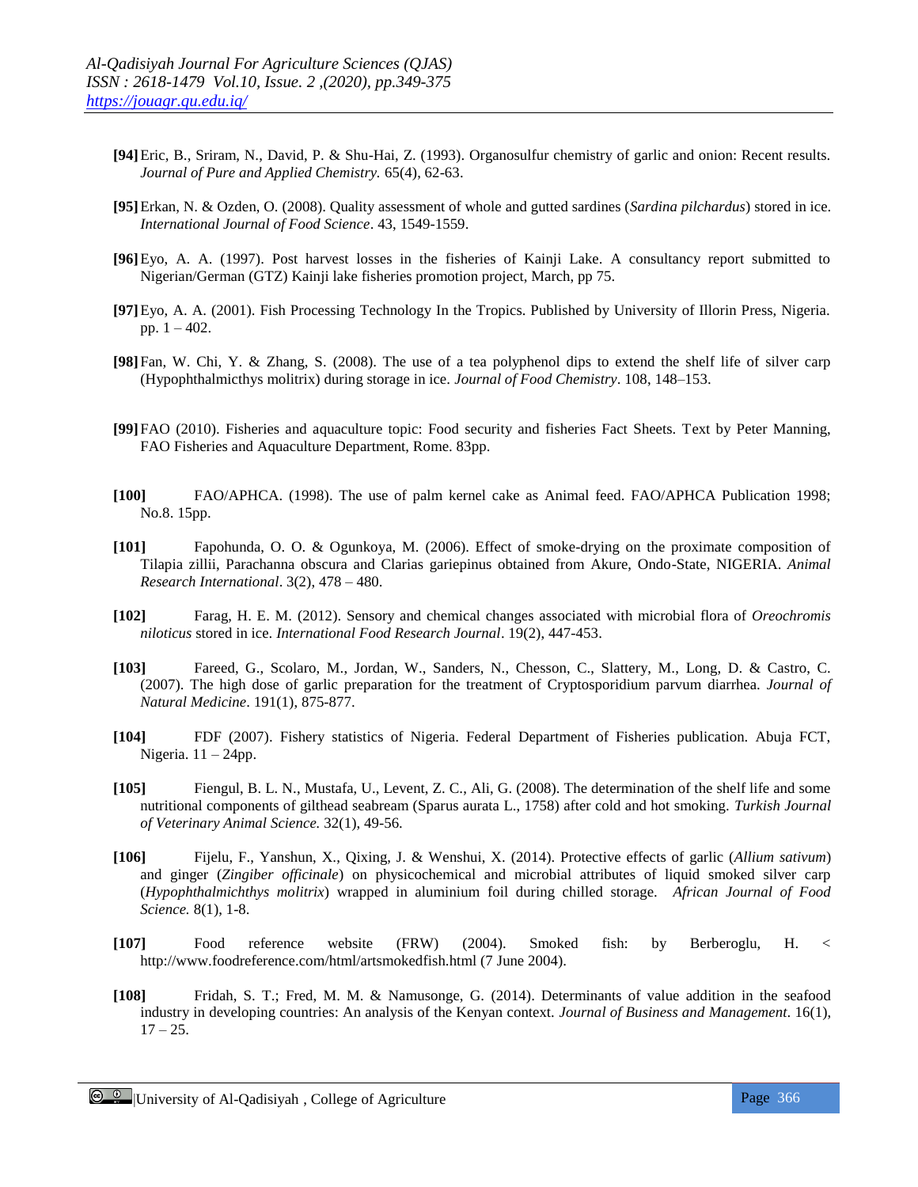[94] Eric, B., Sriram, N., David, P. & Shu-Hai, Z. (1993). Organosulfur chemistry of garlic and onion: Recent results. *Journal of Pure and Applied Chemistry.* 65(4), 62-63.

[95] Erkan, N. & Ozden, O. (2008). Quality assessment of whole and gutted sardines (*Sardina pilchardus*) stored in ice. *International Journal of Food Science*. 43, 1549-1559.

[96] Eyo, A. A. (1997). Post harvest losses in the fisheries of Kainji Lake. A consultancy report submitted to Nigerian/German (GTZ) Kainji lake fisheries promotion project, March, pp 75.

[97] Eyo, A. A. (2001). Fish Processing Technology In the Tropics. Published by University of Illorin Press, Nigeria. pp. 1 – 402.

[98] Fan, W. Chi, Y. & Zhang, S. (2008). The use of a tea polyphenol dips to extend the shelf life of silver carp (Hypophthalmicthys molitrix) during storage in ice. *Journal of Food Chemistry*. 108, 148–153.

[99] FAO (2010). Fisheries and aquaculture topic: Food security and fisheries Fact Sheets. Text by Peter Manning, FAO Fisheries and Aquaculture Department, Rome. 83pp.

[100] FAO/APHCA. (1998). The use of palm kernel cake as Animal feed. FAO/APHCA Publication 1998; No.8. 15pp.

[101] Fapohunda, O. O. & Ogunkoya, M. (2006). Effect of smoke-drying on the proximate composition of Tilapia zillii, Parachanna obscura and Clarias gariepinus obtained from Akure, Ondo-State, NIGERIA. *Animal Research International*. 3(2), 478 – 480.

[102] Farag, H. E. M. (2012). Sensory and chemical changes associated with microbial flora of *Oreochromis niloticus* stored in ice. *International Food Research Journal*. 19(2), 447-453.

[103] Fareed, G., Scolaro, M., Jordan, W., Sanders, N., Chesson, C., Slattery, M., Long, D. & Castro, C. (2007). The high dose of garlic preparation for the treatment of Cryptosporidium parvum diarrhea. *Journal of Natural Medicine*. 191(1), 875-877.

[104] FDF (2007). Fishery statistics of Nigeria. Federal Department of Fisheries publication. Abuja FCT, Nigeria. 11 – 24pp.

[105] Fiengul, B. L. N., Mustafa, U., Levent, Z. C., Ali, G. (2008). The determination of the shelf life and some nutritional components of gilthead seabream (Sparus aurata L., 1758) after cold and hot smoking. *Turkish Journal of Veterinary Animal Science.* 32(1), 49-56.

[106] Fijelu, F., Yanshun, X., Qixing, J. & Wenshui, X. (2014). Protective effects of garlic (*Allium sativum*) and ginger (*Zingiber officinale*) on physicochemical and microbial attributes of liquid smoked silver carp (*Hypophthalmichthys molitrix*) wrapped in aluminium foil during chilled storage. *African Journal of Food Science.* 8(1), 1-8.

[107] Food reference website (FRW) (2004). Smoked fish: by Berberoglu, H. < http://www.foodreference.com/html/artsmokedfish.html (7 June 2004).

[108] Fridah, S. T.; Fred, M. M. & Namusonge, G. (2014). Determinants of value addition in the seafood industry in developing countries: An analysis of the Kenyan context. *Journal of Business and Management*. 16(1), 17 – 25.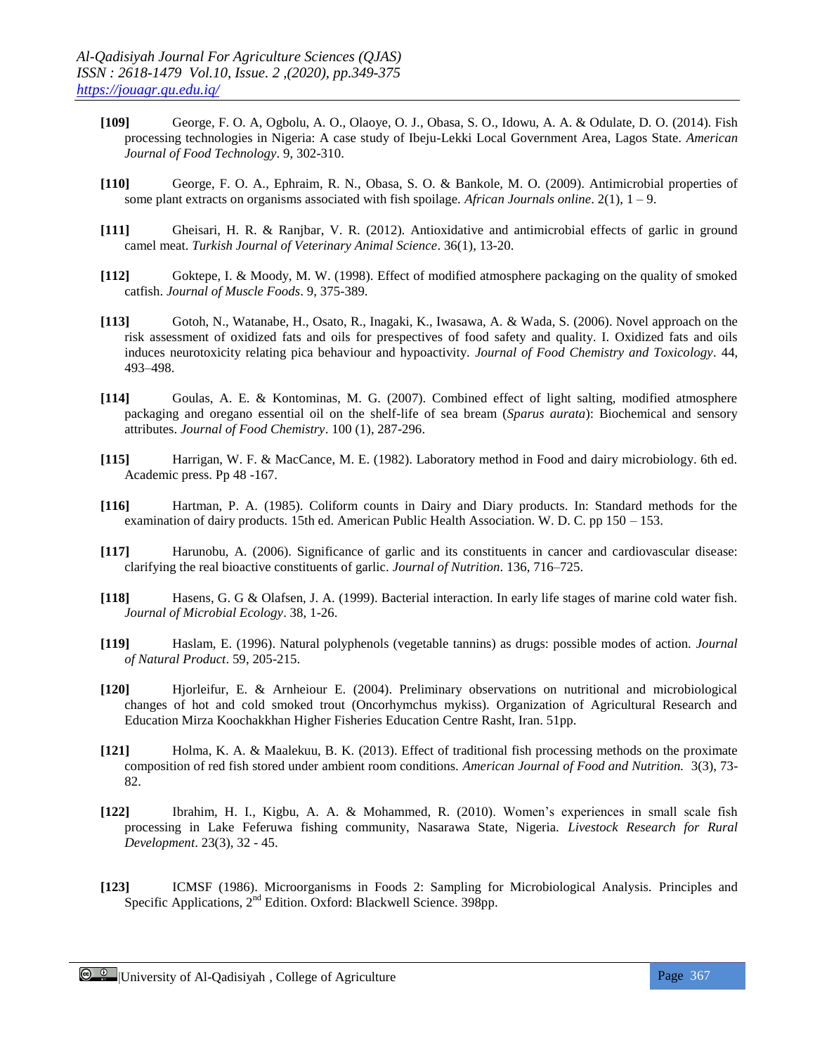**[109]** George, F. O. A, Ogbolu, A. O., Olaoye, O. J., Obasa, S. O., Idowu, A. A. & Odulate, D. O. (2014). Fish processing technologies in Nigeria: A case study of Ibeju-Lekki Local Government Area, Lagos State. *American Journal of Food Technology*. 9, 302-310.

**[110]** George, F. O. A., Ephraim, R. N., Obasa, S. O. & Bankole, M. O. (2009). Antimicrobial properties of some plant extracts on organisms associated with fish spoilage. *African Journals online*. 2(1), 1 – 9.

**[111]** Gheisari, H. R. & Ranjbar, V. R. (2012). Antioxidative and antimicrobial effects of garlic in ground camel meat. *Turkish Journal of Veterinary Animal Science*. 36(1), 13-20.

**[112]** Goktepe, I. & Moody, M. W. (1998). Effect of modified atmosphere packaging on the quality of smoked catfish. *Journal of Muscle Foods*. 9, 375-389.

**[113]** Gotoh, N., Watanabe, H., Osato, R., Inagaki, K., Iwasawa, A. & Wada, S. (2006). Novel approach on the risk assessment of oxidized fats and oils for prespectives of food safety and quality. I. Oxidized fats and oils induces neurotoxicity relating pica behaviour and hypoactivity. *Journal of Food Chemistry and Toxicology*. 44, 493–498.

**[114]** Goulas, A. E. & Kontominas, M. G. (2007). Combined effect of light salting, modified atmosphere packaging and oregano essential oil on the shelf-life of sea bream (*Sparus aurata*): Biochemical and sensory attributes. *Journal of Food Chemistry*. 100 (1), 287-296.

**[115]** Harrigan, W. F. & MacCance, M. E. (1982). Laboratory method in Food and dairy microbiology. 6th ed. Academic press. Pp 48 -167.

**[116]** Hartman, P. A. (1985). Coliform counts in Dairy and Diary products. In: Standard methods for the examination of dairy products. 15th ed. American Public Health Association. W. D. C. pp 150 – 153.

**[117]** Harunobu, A. (2006). Significance of garlic and its constituents in cancer and cardiovascular disease: clarifying the real bioactive constituents of garlic. *Journal of Nutrition*. 136, 716–725.

**[118]** Hasens, G. G & Olafsen, J. A. (1999). Bacterial interaction. In early life stages of marine cold water fish. *Journal of Microbial Ecology*. 38, 1-26.

**[119]** Haslam, E. (1996). Natural polyphenols (vegetable tannins) as drugs: possible modes of action. *Journal of Natural Product*. 59, 205-215.

**[120]** Hjorleifur, E. & Arnheiour E. (2004). Preliminary observations on nutritional and microbiological changes of hot and cold smoked trout (Oncorhymchus mykiss). Organization of Agricultural Research and Education Mirza Koochakkhan Higher Fisheries Education Centre Rasht, Iran. 51pp.

**[121]** Holma, K. A. & Maalekuu, B. K. (2013). Effect of traditional fish processing methods on the proximate composition of red fish stored under ambient room conditions. *American Journal of Food and Nutrition.* 3(3), 73-82.

**[122]** Ibrahim, H. I., Kigbu, A. A. & Mohammed, R. (2010). Women's experiences in small scale fish processing in Lake Feferuwa fishing community, Nasarawa State, Nigeria. *Livestock Research for Rural Development*. 23(3), 32 - 45.

**[123]** ICMSF (1986). Microorganisms in Foods 2: Sampling for Microbiological Analysis. Principles and Specific Applications, 2nd Edition. Oxford: Blackwell Science. 398pp.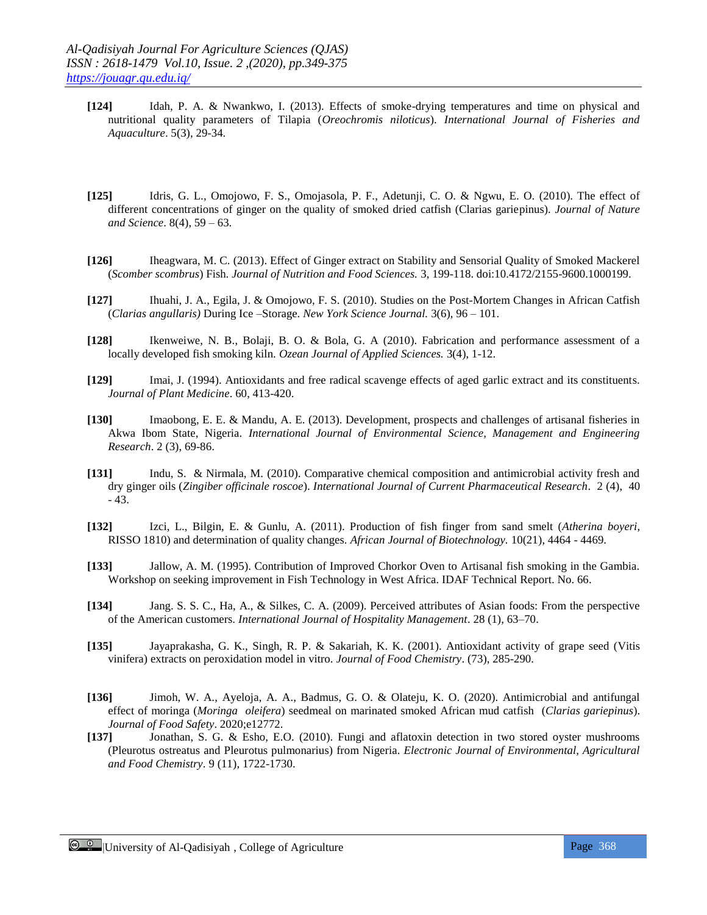**[124]** Idah, P. A. & Nwankwo, I. (2013). Effects of smoke-drying temperatures and time on physical and nutritional quality parameters of Tilapia (*Oreochromis niloticus*). *International Journal of Fisheries and Aquaculture*. 5(3), 29-34.

**[125]** Idris, G. L., Omojowo, F. S., Omojasola, P. F., Adetunji, C. O. & Ngwu, E. O. (2010). The effect of different concentrations of ginger on the quality of smoked dried catfish (Clarias gariepinus). *Journal of Nature and Science*. 8(4), 59 – 63.

**[126]** Iheagwara, M. C. (2013). Effect of Ginger extract on Stability and Sensorial Quality of Smoked Mackerel (*Scomber scombrus*) Fish. *Journal of Nutrition and Food Sciences.* 3, 199-118. doi:10.4172/2155-9600.1000199.

**[127]** Ihuahi, J. A., Egila, J. & Omojowo, F. S. (2010). Studies on the Post-Mortem Changes in African Catfish (*Clarias angullaris)* During Ice –Storage. *New York Science Journal.* 3(6), 96 – 101.

**[128]** Ikenweiwe, N. B., Bolaji, B. O. & Bola, G. A (2010). Fabrication and performance assessment of a locally developed fish smoking kiln. *Ozean Journal of Applied Sciences.* 3(4), 1-12.

**[129]** Imai, J. (1994). Antioxidants and free radical scavenge effects of aged garlic extract and its constituents. *Journal of Plant Medicine*. 60, 413-420.

**[130]** Imaobong, E. E. & Mandu, A. E. (2013). Development, prospects and challenges of artisanal fisheries in Akwa Ibom State, Nigeria. *International Journal of Environmental Science, Management and Engineering Research*. 2 (3), 69-86.

**[131]** Indu, S. & Nirmala, M. (2010). Comparative chemical composition and antimicrobial activity fresh and dry ginger oils (*Zingiber officinale roscoe*). *International Journal of Current Pharmaceutical Research*. 2 (4), 40 - 43.

**[132]** Izci, L., Bilgin, E. & Gunlu, A. (2011). Production of fish finger from sand smelt (*Atherina boyeri*, RISSO 1810) and determination of quality changes. *African Journal of Biotechnology.* 10(21), 4464 - 4469.

**[133]** Jallow, A. M. (1995). Contribution of Improved Chorkor Oven to Artisanal fish smoking in the Gambia. Workshop on seeking improvement in Fish Technology in West Africa. IDAF Technical Report. No. 66.

**[134]** Jang. S. S. C., Ha, A., & Silkes, C. A. (2009). Perceived attributes of Asian foods: From the perspective of the American customers. *International Journal of Hospitality Management*. 28 (1), 63–70.

**[135]** Jayaprakasha, G. K., Singh, R. P. & Sakariah, K. K. (2001). Antioxidant activity of grape seed (Vitis vinifera) extracts on peroxidation model in vitro. *Journal of Food Chemistry*. (73), 285-290.

**[136]** Jimoh, W. A., Ayeloja, A. A., Badmus, G. O. & Olateju, K. O. (2020). Antimicrobial and antifungal effect of moringa (*Moringa oleifera*) seedmeal on marinated smoked African mud catfish (*Clarias gariepinus*). *Journal of Food Safety*. 2020;e12772.

**[137]** Jonathan, S. G. & Esho, E.O. (2010). Fungi and aflatoxin detection in two stored oyster mushrooms (Pleurotus ostreatus and Pleurotus pulmonarius) from Nigeria. *Electronic Journal of Environmental, Agricultural and Food Chemistry*. 9 (11), 1722-1730.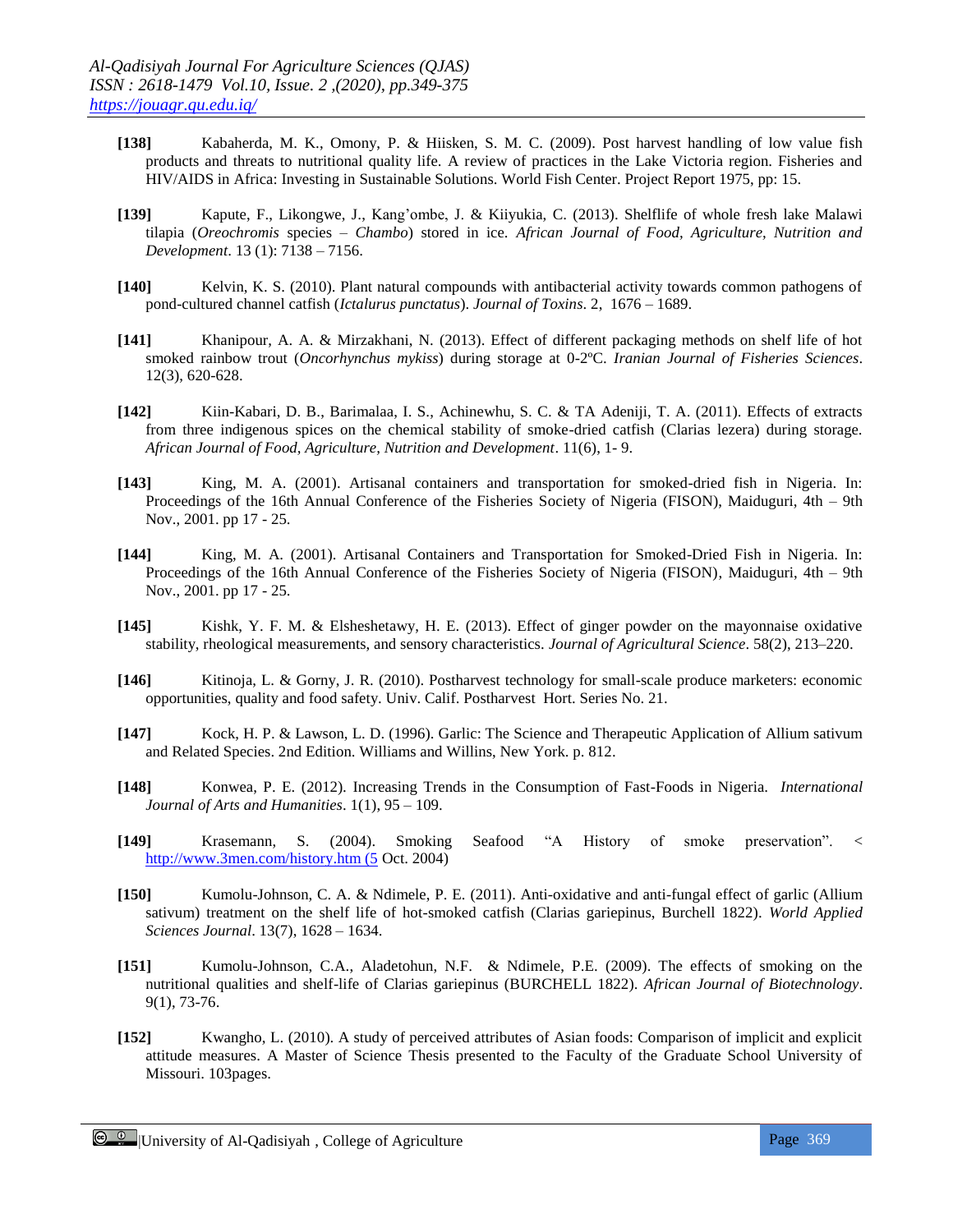**[138]** Kabaherda, M. K., Omony, P. & Hiisken, S. M. C. (2009). Post harvest handling of low value fish products and threats to nutritional quality life. A review of practices in the Lake Victoria region. Fisheries and HIV/AIDS in Africa: Investing in Sustainable Solutions. World Fish Center. Project Report 1975, pp: 15.

**[139]** Kapute, F., Likongwe, J., Kang'ombe, J. & Kiiyukia, C. (2013). Shelflife of whole fresh lake Malawi tilapia (*Oreochromis* species – *Chambo*) stored in ice. *African Journal of Food, Agriculture, Nutrition and Development*. 13 (1): 7138 – 7156.

**[140]** Kelvin, K. S. (2010). Plant natural compounds with antibacterial activity towards common pathogens of pond-cultured channel catfish (*Ictalurus punctatus*). *Journal of Toxins*. 2, 1676 – 1689.

**[141]** Khanipour, A. A. & Mirzakhani, N. (2013). Effect of different packaging methods on shelf life of hot smoked rainbow trout (*Oncorhynchus mykiss*) during storage at 0-2ºC. *Iranian Journal of Fisheries Sciences*. 12(3), 620-628.

**[142]** Kiin-Kabari, D. B., Barimalaa, I. S., Achinewhu, S. C. & TA Adeniji, T. A. (2011). Effects of extracts from three indigenous spices on the chemical stability of smoke-dried catfish (Clarias lezera) during storage. *African Journal of Food, Agriculture, Nutrition and Development*. 11(6), 1- 9.

**[143]** King, M. A. (2001). Artisanal containers and transportation for smoked-dried fish in Nigeria. In: Proceedings of the 16th Annual Conference of the Fisheries Society of Nigeria (FISON), Maiduguri, 4th – 9th Nov., 2001. pp 17 - 25.

**[144]** King, M. A. (2001). Artisanal Containers and Transportation for Smoked-Dried Fish in Nigeria. In: Proceedings of the 16th Annual Conference of the Fisheries Society of Nigeria (FISON), Maiduguri, 4th – 9th Nov., 2001. pp 17 - 25.

**[145]** Kishk, Y. F. M. & Elsheshetawy, H. E. (2013). Effect of ginger powder on the mayonnaise oxidative stability, rheological measurements, and sensory characteristics. *Journal of Agricultural Science*. 58(2), 213–220.

**[146]** Kitinoja, L. & Gorny, J. R. (2010). Postharvest technology for small-scale produce marketers: economic opportunities, quality and food safety. Univ. Calif. Postharvest Hort. Series No. 21.

**[147]** Kock, H. P. & Lawson, L. D. (1996). Garlic: The Science and Therapeutic Application of Allium sativum and Related Species. 2nd Edition. Williams and Willins, New York. p. 812.

**[148]** Konwea, P. E. (2012). Increasing Trends in the Consumption of Fast-Foods in Nigeria. *International Journal of Arts and Humanities*. 1(1), 95 – 109.

**[149]** Krasemann, S. (2004). Smoking Seafood "A History of smoke preservation". < http://www.3men.com/history.htm (5 Oct. 2004)

**[150]** Kumolu-Johnson, C. A. & Ndimele, P. E. (2011). Anti-oxidative and anti-fungal effect of garlic (Allium sativum) treatment on the shelf life of hot-smoked catfish (Clarias gariepinus, Burchell 1822). *World Applied Sciences Journal*. 13(7), 1628 – 1634.

**[151]** Kumolu-Johnson, C.A., Aladetohun, N.F. & Ndimele, P.E. (2009). The effects of smoking on the nutritional qualities and shelf-life of Clarias gariepinus (BURCHELL 1822). *African Journal of Biotechnology*. 9(1), 73-76.

**[152]** Kwangho, L. (2010). A study of perceived attributes of Asian foods: Comparison of implicit and explicit attitude measures. A Master of Science Thesis presented to the Faculty of the Graduate School University of Missouri. 103pages.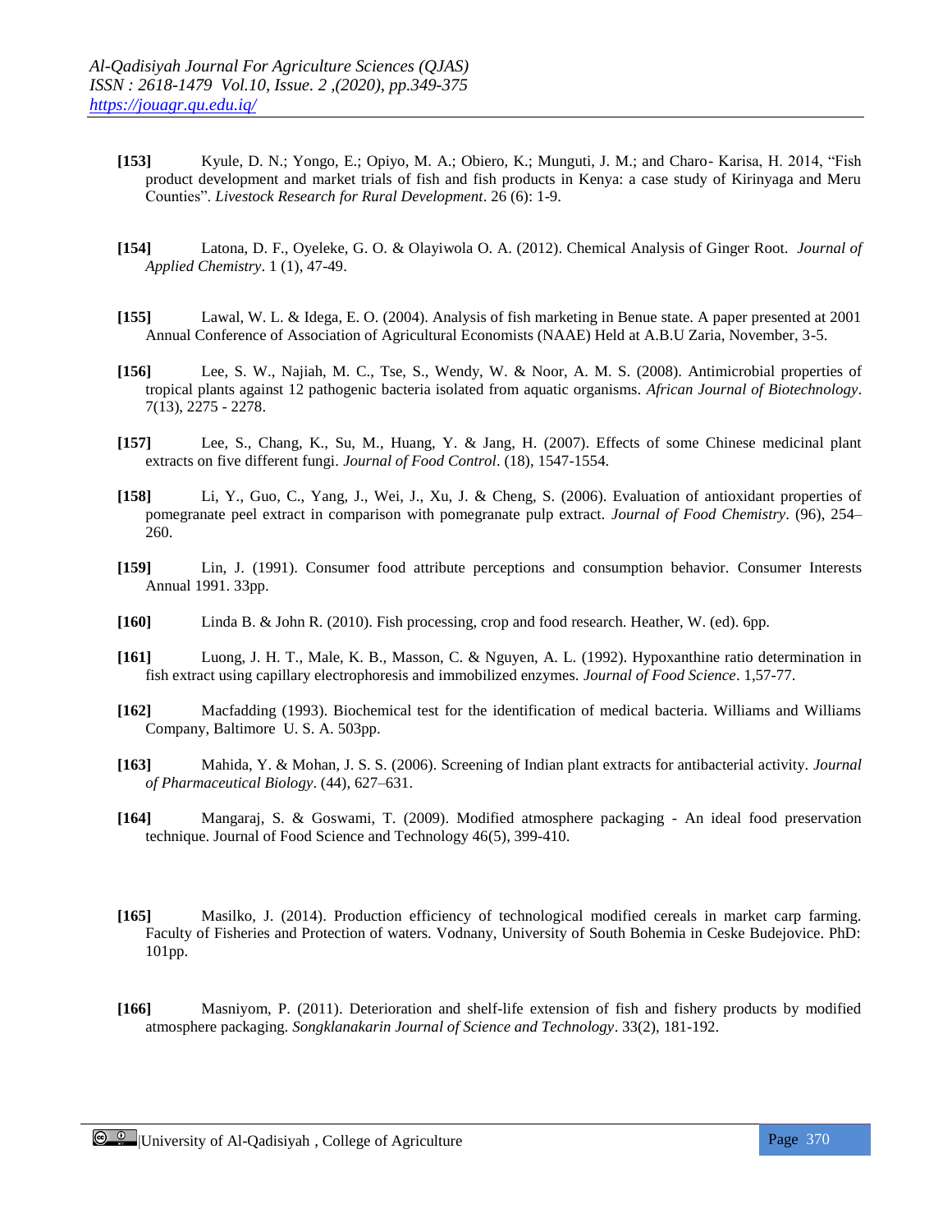**[153]** Kyule, D. N.; Yongo, E.; Opiyo, M. A.; Obiero, K.; Munguti, J. M.; and Charo- Karisa, H. 2014, "Fish product development and market trials of fish and fish products in Kenya: a case study of Kirinyaga and Meru Counties". *Livestock Research for Rural Development*. 26 (6): 1-9.

**[154]** Latona, D. F., Oyeleke, G. O. & Olayiwola O. A. (2012). Chemical Analysis of Ginger Root. *Journal of Applied Chemistry*. 1 (1), 47-49.

**[155]** Lawal, W. L. & Idega, E. O. (2004). Analysis of fish marketing in Benue state. A paper presented at 2001 Annual Conference of Association of Agricultural Economists (NAAE) Held at A.B.U Zaria, November, 3-5.

**[156]** Lee, S. W., Najiah, M. C., Tse, S., Wendy, W. & Noor, A. M. S. (2008). Antimicrobial properties of tropical plants against 12 pathogenic bacteria isolated from aquatic organisms. *African Journal of Biotechnology*. 7(13), 2275 - 2278.

**[157]** Lee, S., Chang, K., Su, M., Huang, Y. & Jang, H. (2007). Effects of some Chinese medicinal plant extracts on five different fungi. *Journal of Food Control*. (18), 1547-1554.

**[158]** Li, Y., Guo, C., Yang, J., Wei, J., Xu, J. & Cheng, S. (2006). Evaluation of antioxidant properties of pomegranate peel extract in comparison with pomegranate pulp extract. *Journal of Food Chemistry*. (96), 254–260.

**[159]** Lin, J. (1991). Consumer food attribute perceptions and consumption behavior. Consumer Interests Annual 1991. 33pp.

**[160]** Linda B. & John R. (2010). Fish processing, crop and food research. Heather, W. (ed). 6pp.

**[161]** Luong, J. H. T., Male, K. B., Masson, C. & Nguyen, A. L. (1992). Hypoxanthine ratio determination in fish extract using capillary electrophoresis and immobilized enzymes. *Journal of Food Science*. 1,57-77.

**[162]** Macfadding (1993). Biochemical test for the identification of medical bacteria. Williams and Williams Company, Baltimore U. S. A. 503pp.

**[163]** Mahida, Y. & Mohan, J. S. S. (2006). Screening of Indian plant extracts for antibacterial activity. *Journal of Pharmaceutical Biology*. (44), 627–631.

**[164]** Mangaraj, S. & Goswami, T. (2009). Modified atmosphere packaging - An ideal food preservation technique. Journal of Food Science and Technology 46(5), 399-410.

**[165]** Masilko, J. (2014). Production efficiency of technological modified cereals in market carp farming. Faculty of Fisheries and Protection of waters. Vodnany, University of South Bohemia in Ceske Budejovice. PhD: 101pp.

**[166]** Masniyom, P. (2011). Deterioration and shelf-life extension of fish and fishery products by modified atmosphere packaging. *Songklanakarin Journal of Science and Technology*. 33(2), 181-192.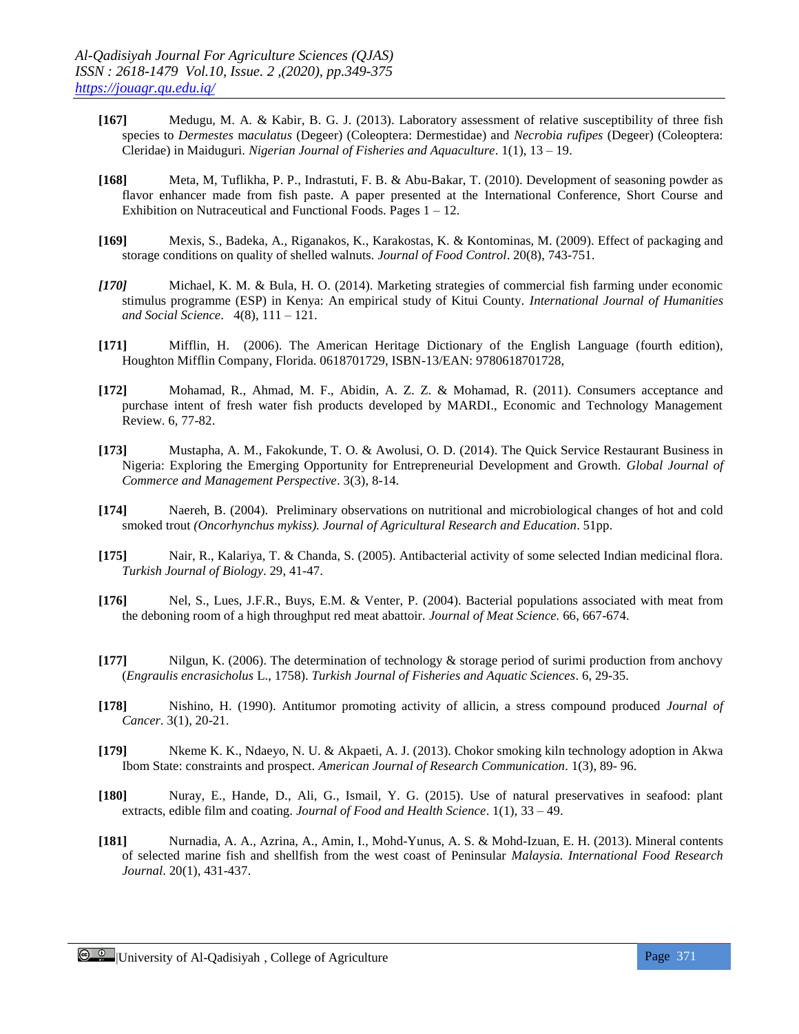**[167]** Medugu, M. A. & Kabir, B. G. J. (2013). Laboratory assessment of relative susceptibility of three fish species to *Dermestes* m*aculatus* (Degeer) (Coleoptera: Dermestidae) and *Necrobia rufipes* (Degeer) (Coleoptera: Cleridae) in Maiduguri. *Nigerian Journal of Fisheries and Aquaculture*. 1(1), 13 – 19.

**[168]** Meta, M, Tuflikha, P. P., Indrastuti, F. B. & Abu-Bakar, T. (2010). Development of seasoning powder as flavor enhancer made from fish paste. A paper presented at the International Conference, Short Course and Exhibition on Nutraceutical and Functional Foods. Pages 1 – 12.

**[169]** Mexis, S., Badeka, A., Riganakos, K., Karakostas, K. & Kontominas, M. (2009). Effect of packaging and storage conditions on quality of shelled walnuts. *Journal of Food Control*. 20(8), 743-751.

*[170]* Michael, K. M. & Bula, H. O. (2014). Marketing strategies of commercial fish farming under economic stimulus programme (ESP) in Kenya: An empirical study of Kitui County. *International Journal of Humanities and Social Science*. 4(8), 111 – 121.

**[171]** Mifflin, H. (2006). The American Heritage Dictionary of the English Language (fourth edition), Houghton Mifflin Company, Florida. 0618701729, ISBN-13/EAN: 9780618701728,

**[172]** Mohamad, R., Ahmad, M. F., Abidin, A. Z. Z. & Mohamad, R. (2011). Consumers acceptance and purchase intent of fresh water fish products developed by MARDI., Economic and Technology Management Review. 6, 77-82.

**[173]** Mustapha, A. M., Fakokunde, T. O. & Awolusi, O. D. (2014). The Quick Service Restaurant Business in Nigeria: Exploring the Emerging Opportunity for Entrepreneurial Development and Growth. *Global Journal of Commerce and Management Perspective*. 3(3), 8-14.

**[174]** Naereh, B. (2004). Preliminary observations on nutritional and microbiological changes of hot and cold smoked trout *(Oncorhynchus mykiss). Journal of Agricultural Research and Education*. 51pp.

**[175]** Nair, R., Kalariya, T. & Chanda, S. (2005). Antibacterial activity of some selected Indian medicinal flora. *Turkish Journal of Biology*. 29, 41-47.

**[176]** Nel, S., Lues, J.F.R., Buys, E.M. & Venter, P. (2004). Bacterial populations associated with meat from the deboning room of a high throughput red meat abattoir. *Journal of Meat Science.* 66, 667-674.

**[177]** Nilgun, K. (2006). The determination of technology & storage period of surimi production from anchovy (*Engraulis encrasicholus* L., 1758). *Turkish Journal of Fisheries and Aquatic Sciences*. 6, 29-35.

**[178]** Nishino, H. (1990). Antitumor promoting activity of allicin, a stress compound produced *Journal of Cancer*. 3(1), 20-21.

**[179]** Nkeme K. K., Ndaeyo, N. U. & Akpaeti, A. J. (2013). Chokor smoking kiln technology adoption in Akwa Ibom State: constraints and prospect. *American Journal of Research Communication*. 1(3), 89- 96.

**[180]** Nuray, E., Hande, D., Ali, G., Ismail, Y. G. (2015). Use of natural preservatives in seafood: plant extracts, edible film and coating. *Journal of Food and Health Science*. 1(1), 33 – 49.

**[181]** Nurnadia, A. A., Azrina, A., Amin, I., Mohd-Yunus, A. S. & Mohd-Izuan, E. H. (2013). Mineral contents of selected marine fish and shellfish from the west coast of Peninsular *Malaysia. International Food Research Journal*. 20(1), 431-437.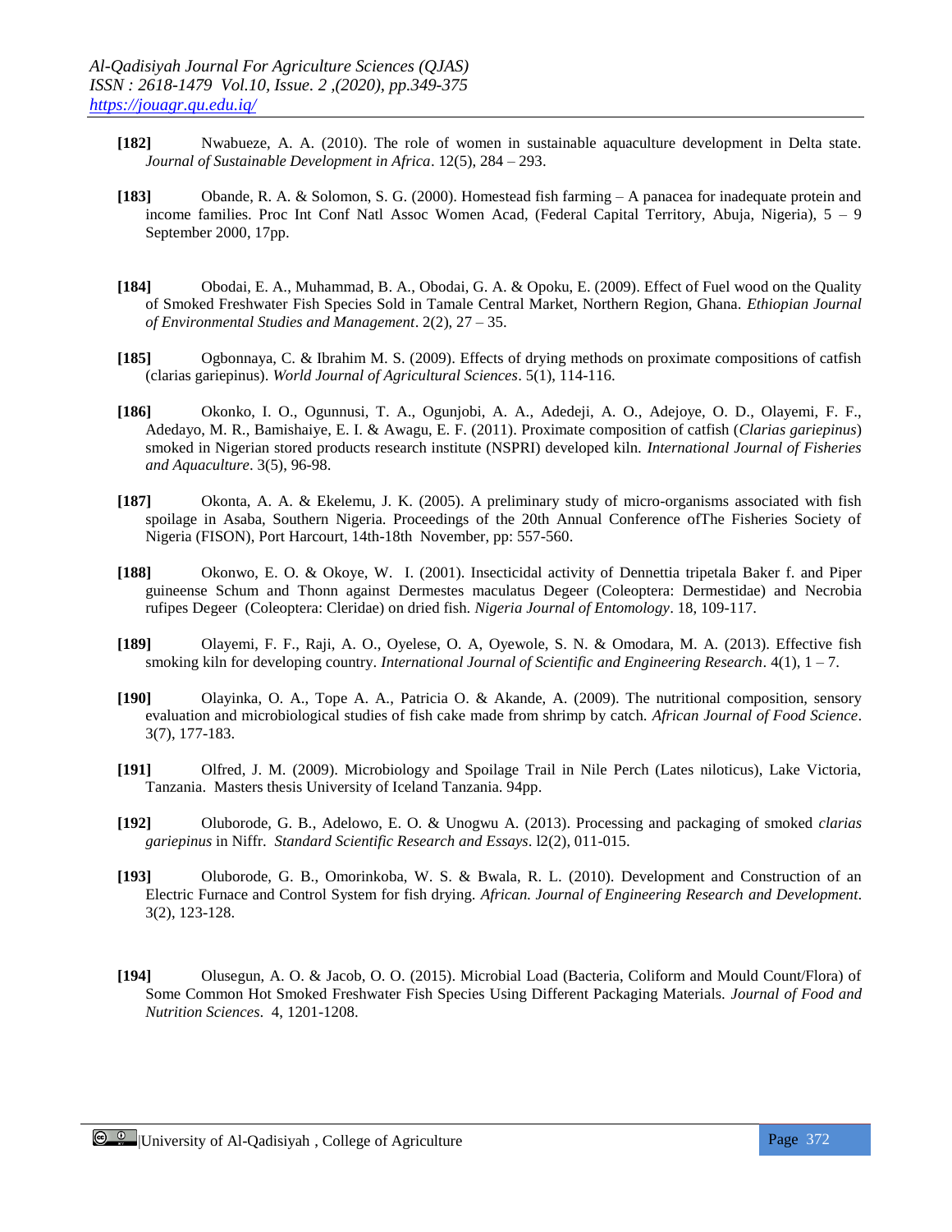**[182]** Nwabueze, A. A. (2010). The role of women in sustainable aquaculture development in Delta state. *Journal of Sustainable Development in Africa*. 12(5), 284 – 293.

**[183]** Obande, R. A. & Solomon, S. G. (2000). Homestead fish farming – A panacea for inadequate protein and income families. Proc Int Conf Natl Assoc Women Acad, (Federal Capital Territory, Abuja, Nigeria), 5 – 9 September 2000, 17pp.

**[184]** Obodai, E. A., Muhammad, B. A., Obodai, G. A. & Opoku, E. (2009). Effect of Fuel wood on the Quality of Smoked Freshwater Fish Species Sold in Tamale Central Market, Northern Region, Ghana. *Ethiopian Journal of Environmental Studies and Management*. 2(2), 27 – 35.

**[185]** Ogbonnaya, C. & Ibrahim M. S. (2009). Effects of drying methods on proximate compositions of catfish (clarias gariepinus). *World Journal of Agricultural Sciences*. 5(1), 114-116.

**[186]** Okonko, I. O., Ogunnusi, T. A., Ogunjobi, A. A., Adedeji, A. O., Adejoye, O. D., Olayemi, F. F., Adedayo, M. R., Bamishaiye, E. I. & Awagu, E. F. (2011). Proximate composition of catfish (*Clarias gariepinus*) smoked in Nigerian stored products research institute (NSPRI) developed kiln. *International Journal of Fisheries and Aquaculture*. 3(5), 96-98.

**[187]** Okonta, A. A. & Ekelemu, J. K. (2005). A preliminary study of micro-organisms associated with fish spoilage in Asaba, Southern Nigeria. Proceedings of the 20th Annual Conference ofThe Fisheries Society of Nigeria (FISON), Port Harcourt, 14th-18th November, pp: 557-560.

**[188]** Okonwo, E. O. & Okoye, W. I. (2001). Insecticidal activity of Dennettia tripetala Baker f. and Piper guineense Schum and Thonn against Dermestes maculatus Degeer (Coleoptera: Dermestidae) and Necrobia rufipes Degeer (Coleoptera: Cleridae) on dried fish. *Nigeria Journal of Entomology*. 18, 109-117.

**[189]** Olayemi, F. F., Raji, A. O., Oyelese, O. A, Oyewole, S. N. & Omodara, M. A. (2013). Effective fish smoking kiln for developing country. *International Journal of Scientific and Engineering Research*. 4(1), 1 – 7.

**[190]** Olayinka, O. A., Tope A. A., Patricia O. & Akande, A. (2009). The nutritional composition, sensory evaluation and microbiological studies of fish cake made from shrimp by catch. *African Journal of Food Science*. 3(7), 177-183.

**[191]** Olfred, J. M. (2009). Microbiology and Spoilage Trail in Nile Perch (Lates niloticus), Lake Victoria, Tanzania. Masters thesis University of Iceland Tanzania. 94pp.

**[192]** Oluborode, G. B., Adelowo, E. O. & Unogwu A. (2013). Processing and packaging of smoked *clarias gariepinus* in Niffr. *Standard Scientific Research and Essays*. l2(2), 011-015.

**[193]** Oluborode, G. B., Omorinkoba, W. S. & Bwala, R. L. (2010). Development and Construction of an Electric Furnace and Control System for fish drying. *African. Journal of Engineering Research and Development*. 3(2), 123-128.

**[194]** Olusegun, A. O. & Jacob, O. O. (2015). Microbial Load (Bacteria, Coliform and Mould Count/Flora) of Some Common Hot Smoked Freshwater Fish Species Using Different Packaging Materials. *Journal of Food and Nutrition Sciences*. 4, 1201-1208.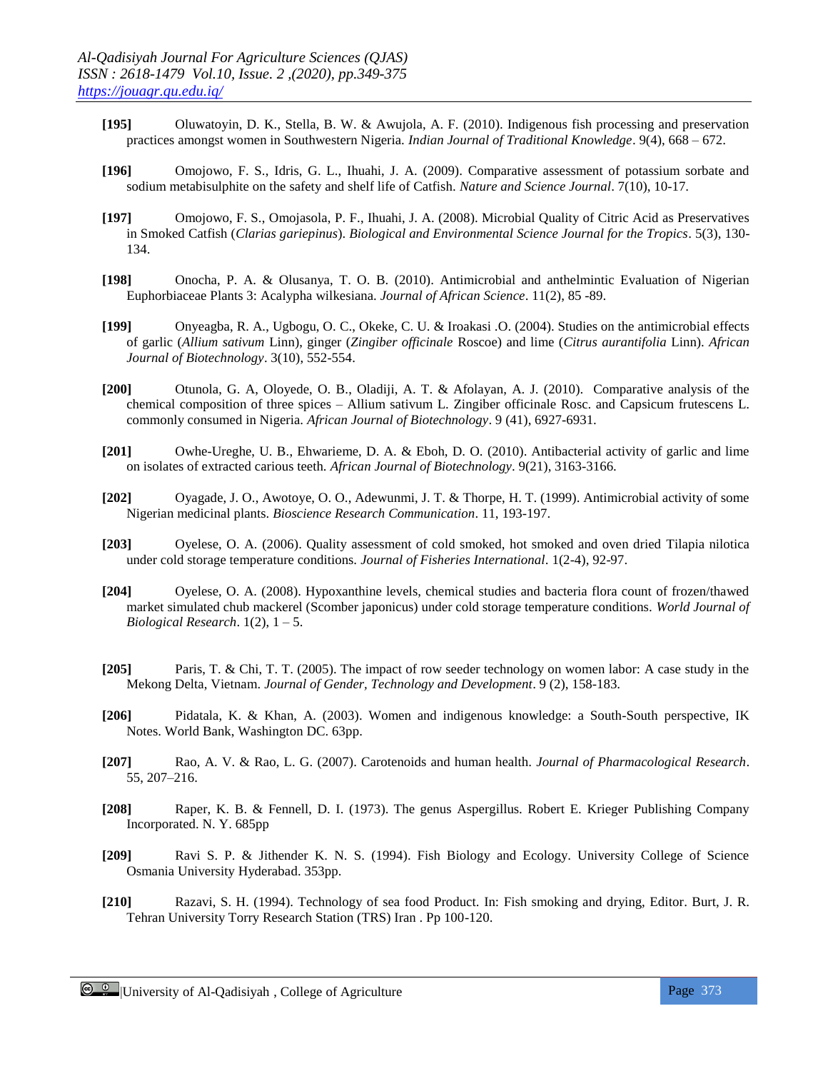**[195]** Oluwatoyin, D. K., Stella, B. W. & Awujola, A. F. (2010). Indigenous fish processing and preservation practices amongst women in Southwestern Nigeria. *Indian Journal of Traditional Knowledge*. 9(4), 668 – 672.

**[196]** Omojowo, F. S., Idris, G. L., Ihuahi, J. A. (2009). Comparative assessment of potassium sorbate and sodium metabisulphite on the safety and shelf life of Catfish. *Nature and Science Journal*. 7(10), 10-17.

**[197]** Omojowo, F. S., Omojasola, P. F., Ihuahi, J. A. (2008). Microbial Quality of Citric Acid as Preservatives in Smoked Catfish (*Clarias gariepinus*). *Biological and Environmental Science Journal for the Tropics*. 5(3), 130-134.

**[198]** Onocha, P. A. & Olusanya, T. O. B. (2010). Antimicrobial and anthelmintic Evaluation of Nigerian Euphorbiaceae Plants 3: Acalypha wilkesiana. *Journal of African Science*. 11(2), 85 -89.

**[199]** Onyeagba, R. A., Ugbogu, O. C., Okeke, C. U. & Iroakasi .O. (2004). Studies on the antimicrobial effects of garlic (*Allium sativum* Linn), ginger (*Zingiber officinale* Roscoe) and lime (*Citrus aurantifolia* Linn). *African Journal of Biotechnology*. 3(10), 552-554.

**[200]** Otunola, G. A, Oloyede, O. B., Oladiji, A. T. & Afolayan, A. J. (2010). Comparative analysis of the chemical composition of three spices – Allium sativum L. Zingiber officinale Rosc. and Capsicum frutescens L. commonly consumed in Nigeria. *African Journal of Biotechnology*. 9 (41), 6927-6931.

**[201]** Owhe-Ureghe, U. B., Ehwarieme, D. A. & Eboh, D. O. (2010). Antibacterial activity of garlic and lime on isolates of extracted carious teeth. *African Journal of Biotechnology*. 9(21), 3163-3166.

**[202]** Oyagade, J. O., Awotoye, O. O., Adewunmi, J. T. & Thorpe, H. T. (1999). Antimicrobial activity of some Nigerian medicinal plants. *Bioscience Research Communication*. 11, 193-197.

**[203]** Oyelese, O. A. (2006). Quality assessment of cold smoked, hot smoked and oven dried Tilapia nilotica under cold storage temperature conditions. *Journal of Fisheries International*. 1(2-4), 92-97.

**[204]** Oyelese, O. A. (2008). Hypoxanthine levels, chemical studies and bacteria flora count of frozen/thawed market simulated chub mackerel (Scomber japonicus) under cold storage temperature conditions. *World Journal of Biological Research*. 1(2), 1 – 5.

**[205]** Paris, T. & Chi, T. T. (2005). The impact of row seeder technology on women labor: A case study in the Mekong Delta, Vietnam. *Journal of Gender, Technology and Development*. 9 (2), 158-183.

**[206]** Pidatala, K. & Khan, A. (2003). Women and indigenous knowledge: a South-South perspective, IK Notes. World Bank, Washington DC. 63pp.

**[207]** Rao, A. V. & Rao, L. G. (2007). Carotenoids and human health. *Journal of Pharmacological Research*. 55, 207–216.

**[208]** Raper, K. B. & Fennell, D. I. (1973). The genus Aspergillus. Robert E. Krieger Publishing Company Incorporated. N. Y. 685pp

**[209]** Ravi S. P. & Jithender K. N. S. (1994). Fish Biology and Ecology. University College of Science Osmania University Hyderabad. 353pp.

**[210]** Razavi, S. H. (1994). Technology of sea food Product. In: Fish smoking and drying, Editor. Burt, J. R. Tehran University Torry Research Station (TRS) Iran . Pp 100-120.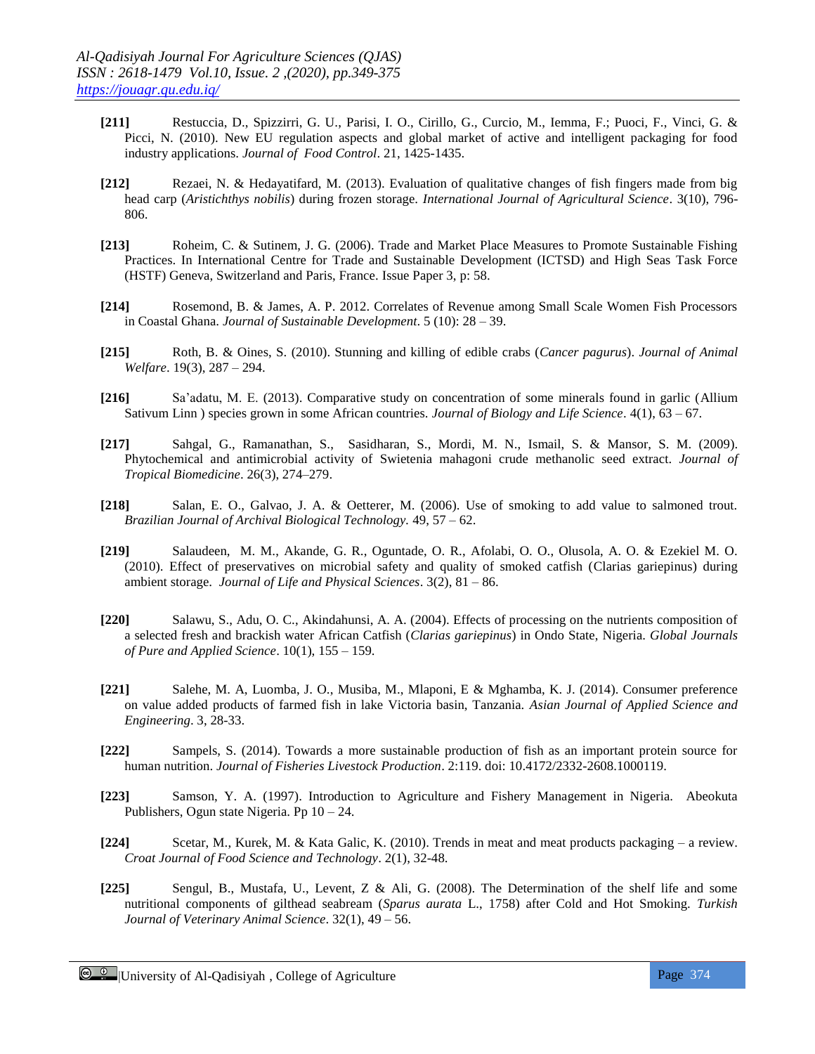**[211]** Restuccia, D., Spizzirri, G. U., Parisi, I. O., Cirillo, G., Curcio, M., Iemma, F.; Puoci, F., Vinci, G. & Picci, N. (2010). New EU regulation aspects and global market of active and intelligent packaging for food industry applications. *Journal of Food Control*. 21, 1425-1435.

**[212]** Rezaei, N. & Hedayatifard, M. (2013). Evaluation of qualitative changes of fish fingers made from big head carp (*Aristichthys nobilis*) during frozen storage. *International Journal of Agricultural Science*. 3(10), 796-806.

**[213]** Roheim, C. & Sutinem, J. G. (2006). Trade and Market Place Measures to Promote Sustainable Fishing Practices. In International Centre for Trade and Sustainable Development (ICTSD) and High Seas Task Force (HSTF) Geneva, Switzerland and Paris, France. Issue Paper 3, p: 58.

**[214]** Rosemond, B. & James, A. P. 2012. Correlates of Revenue among Small Scale Women Fish Processors in Coastal Ghana. *Journal of Sustainable Development*. 5 (10): 28 – 39.

**[215]** Roth, B. & Oines, S. (2010). Stunning and killing of edible crabs (*Cancer pagurus*). *Journal of Animal Welfare*. 19(3), 287 – 294.

**[216]** Sa'adatu, M. E. (2013). Comparative study on concentration of some minerals found in garlic (Allium Sativum Linn ) species grown in some African countries. *Journal of Biology and Life Science*. 4(1), 63 – 67.

**[217]** Sahgal, G., Ramanathan, S., Sasidharan, S., Mordi, M. N., Ismail, S. & Mansor, S. M. (2009). Phytochemical and antimicrobial activity of Swietenia mahagoni crude methanolic seed extract. *Journal of Tropical Biomedicine*. 26(3), 274–279.

**[218]** Salan, E. O., Galvao, J. A. & Oetterer, M. (2006). Use of smoking to add value to salmoned trout. *Brazilian Journal of Archival Biological Technology.* 49, 57 – 62.

**[219]** Salaudeen, M. M., Akande, G. R., Oguntade, O. R., Afolabi, O. O., Olusola, A. O. & Ezekiel M. O. (2010). Effect of preservatives on microbial safety and quality of smoked catfish (Clarias gariepinus) during ambient storage. *Journal of Life and Physical Sciences*. 3(2), 81 – 86.

**[220]** Salawu, S., Adu, O. C., Akindahunsi, A. A. (2004). Effects of processing on the nutrients composition of a selected fresh and brackish water African Catfish (*Clarias gariepinus*) in Ondo State, Nigeria. *Global Journals of Pure and Applied Science*. 10(1), 155 – 159.

**[221]** Salehe, M. A, Luomba, J. O., Musiba, M., Mlaponi, E & Mghamba, K. J. (2014). Consumer preference on value added products of farmed fish in lake Victoria basin, Tanzania. *Asian Journal of Applied Science and Engineering*. 3, 28-33.

**[222]** Sampels, S. (2014). Towards a more sustainable production of fish as an important protein source for human nutrition. *Journal of Fisheries Livestock Production*. 2:119. doi: 10.4172/2332-2608.1000119.

**[223]** Samson, Y. A. (1997). Introduction to Agriculture and Fishery Management in Nigeria. Abeokuta Publishers, Ogun state Nigeria. Pp 10 – 24.

**[224]** Scetar, M., Kurek, M. & Kata Galic, K. (2010). Trends in meat and meat products packaging – a review. *Croat Journal of Food Science and Technology*. 2(1), 32-48.

**[225]** Sengul, B., Mustafa, U., Levent, Z & Ali, G. (2008). The Determination of the shelf life and some nutritional components of gilthead seabream (*Sparus aurata* L., 1758) after Cold and Hot Smoking. *Turkish Journal of Veterinary Animal Science*. 32(1), 49 – 56.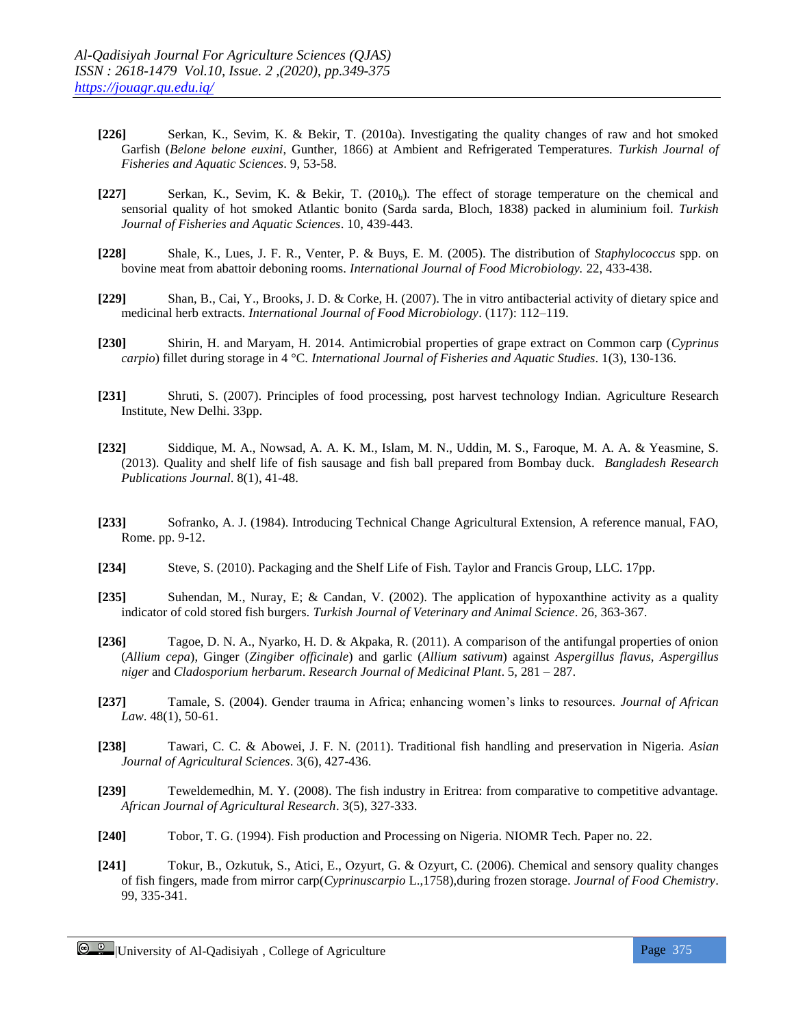**[226]** Serkan, K., Sevim, K. & Bekir, T. (2010a). Investigating the quality changes of raw and hot smoked Garfish (*Belone belone euxini*, Gunther, 1866) at Ambient and Refrigerated Temperatures. *Turkish Journal of Fisheries and Aquatic Sciences*. 9, 53-58.

**[227]** Serkan, K., Sevim, K. & Bekir, T. ($2010_b$). The effect of storage temperature on the chemical and sensorial quality of hot smoked Atlantic bonito (Sarda sarda, Bloch, 1838) packed in aluminium foil. *Turkish Journal of Fisheries and Aquatic Sciences*. 10, 439-443.

**[228]** Shale, K., Lues, J. F. R., Venter, P. & Buys, E. M. (2005). The distribution of *Staphylococcus* spp. on bovine meat from abattoir deboning rooms. *International Journal of Food Microbiology.* 22, 433-438.

**[229]** Shan, B., Cai, Y., Brooks, J. D. & Corke, H. (2007). The in vitro antibacterial activity of dietary spice and medicinal herb extracts. *International Journal of Food Microbiology*. (117): 112–119.

**[230]** Shirin, H. and Maryam, H. 2014. Antimicrobial properties of grape extract on Common carp (*Cyprinus carpio*) fillet during storage in 4 °C. *International Journal of Fisheries and Aquatic Studies*. 1(3), 130-136.

**[231]** Shruti, S. (2007). Principles of food processing, post harvest technology Indian. Agriculture Research Institute, New Delhi. 33pp.

**[232]** Siddique, M. A., Nowsad, A. A. K. M., Islam, M. N., Uddin, M. S., Faroque, M. A. A. & Yeasmine, S. (2013). Quality and shelf life of fish sausage and fish ball prepared from Bombay duck. *Bangladesh Research Publications Journal*. 8(1), 41-48.

**[233]** Sofranko, A. J. (1984). Introducing Technical Change Agricultural Extension, A reference manual, FAO, Rome. pp. 9-12.

**[234]** Steve, S. (2010). Packaging and the Shelf Life of Fish. Taylor and Francis Group, LLC. 17pp.

**[235]** Suhendan, M., Nuray, E; & Candan, V. (2002). The application of hypoxanthine activity as a quality indicator of cold stored fish burgers. *Turkish Journal of Veterinary and Animal Science*. 26, 363-367.

**[236]** Tagoe, D. N. A., Nyarko, H. D. & Akpaka, R. (2011). A comparison of the antifungal properties of onion (*Allium cepa*), Ginger (*Zingiber officinale*) and garlic (*Allium sativum*) against *Aspergillus flavus*, *Aspergillus niger* and *Cladosporium herbarum*. *Research Journal of Medicinal Plant*. 5, 281 – 287.

**[237]** Tamale, S. (2004). Gender trauma in Africa; enhancing women's links to resources. *Journal of African Law*. 48(1), 50-61.

**[238]** Tawari, C. C. & Abowei, J. F. N. (2011). Traditional fish handling and preservation in Nigeria. *Asian Journal of Agricultural Sciences*. 3(6), 427-436.

**[239]** Teweldemedhin, M. Y. (2008). The fish industry in Eritrea: from comparative to competitive advantage. *African Journal of Agricultural Research*. 3(5), 327-333.

**[240]** Tobor, T. G. (1994). Fish production and Processing on Nigeria. NIOMR Tech. Paper no. 22.

**[241]** Tokur, B., Ozkutuk, S., Atici, E., Ozyurt, G. & Ozyurt, C. (2006). Chemical and sensory quality changes of fish fingers, made from mirror carp(*Cyprinuscarpio* L.,1758),during frozen storage. *Journal of Food Chemistry*. 99, 335-341.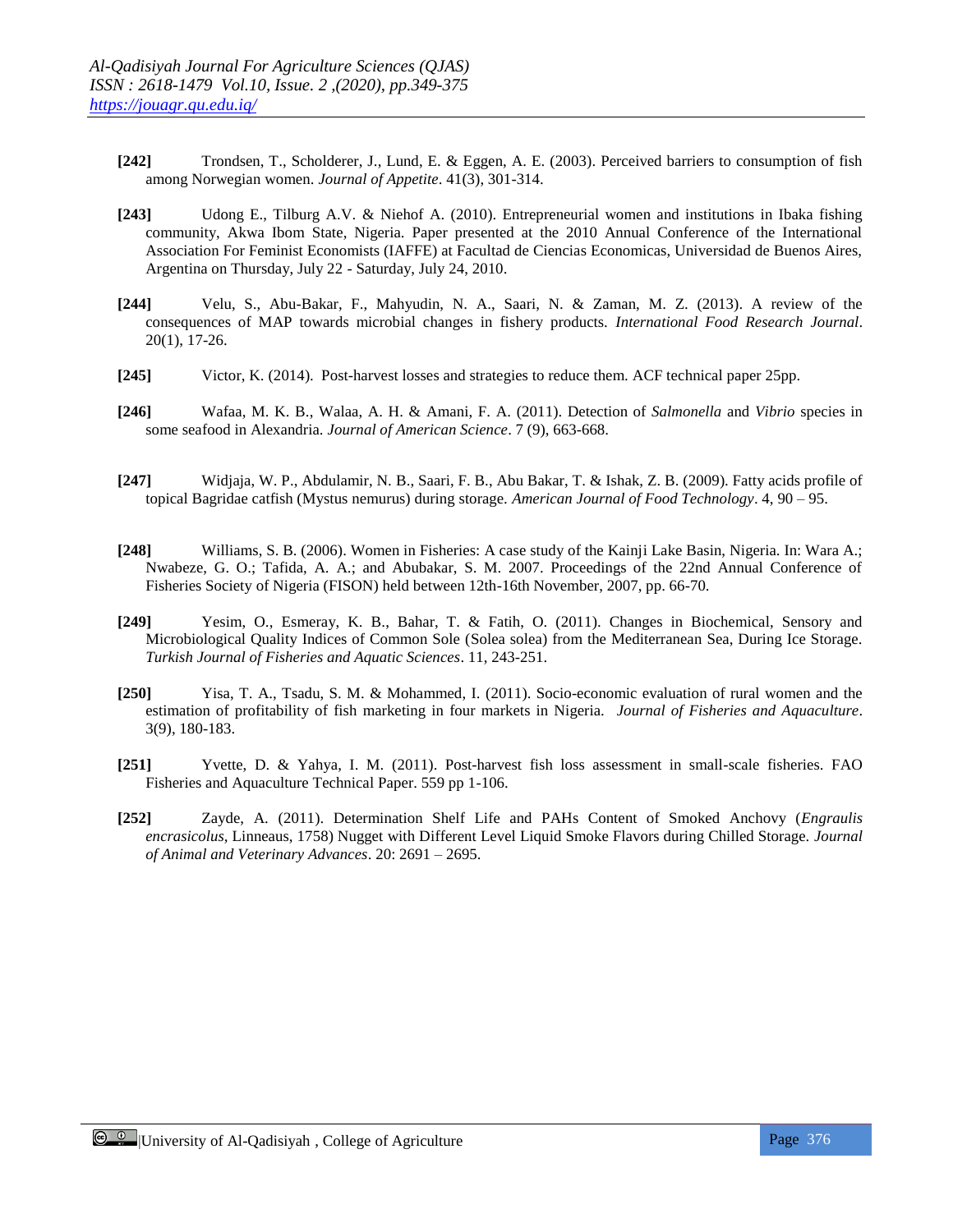**[242]** Trondsen, T., Scholderer, J., Lund, E. & Eggen, A. E. (2003). Perceived barriers to consumption of fish among Norwegian women. *Journal of Appetite*. 41(3), 301-314.

**[243]** Udong E., Tilburg A.V. & Niehof A. (2010). Entrepreneurial women and institutions in Ibaka fishing community, Akwa Ibom State, Nigeria. Paper presented at the 2010 Annual Conference of the International Association For Feminist Economists (IAFFE) at Facultad de Ciencias Economicas, Universidad de Buenos Aires, Argentina on Thursday, July 22 - Saturday, July 24, 2010.

**[244]** Velu, S., Abu-Bakar, F., Mahyudin, N. A., Saari, N. & Zaman, M. Z. (2013). A review of the consequences of MAP towards microbial changes in fishery products. *International Food Research Journal*. 20(1), 17-26.

**[245]** Victor, K. (2014). Post-harvest losses and strategies to reduce them. ACF technical paper 25pp.

**[246]** Wafaa, M. K. B., Walaa, A. H. & Amani, F. A. (2011). Detection of *Salmonella* and *Vibrio* species in some seafood in Alexandria. *Journal of American Science*. 7 (9), 663-668.

**[247]** Widjaja, W. P., Abdulamir, N. B., Saari, F. B., Abu Bakar, T. & Ishak, Z. B. (2009). Fatty acids profile of topical Bagridae catfish (Mystus nemurus) during storage. *American Journal of Food Technology*. 4, 90 – 95.

**[248]** Williams, S. B. (2006). Women in Fisheries: A case study of the Kainji Lake Basin, Nigeria. In: Wara A.; Nwabeze, G. O.; Tafida, A. A.; and Abubakar, S. M. 2007. Proceedings of the 22nd Annual Conference of Fisheries Society of Nigeria (FISON) held between 12th-16th November, 2007, pp. 66-70.

**[249]** Yesim, O., Esmeray, K. B., Bahar, T. & Fatih, O. (2011). Changes in Biochemical, Sensory and Microbiological Quality Indices of Common Sole (Solea solea) from the Mediterranean Sea, During Ice Storage. *Turkish Journal of Fisheries and Aquatic Sciences*. 11, 243-251.

**[250]** Yisa, T. A., Tsadu, S. M. & Mohammed, I. (2011). Socio-economic evaluation of rural women and the estimation of profitability of fish marketing in four markets in Nigeria. *Journal of Fisheries and Aquaculture*. 3(9), 180-183.

**[251]** Yvette, D. & Yahya, I. M. (2011). Post-harvest fish loss assessment in small-scale fisheries. FAO Fisheries and Aquaculture Technical Paper. 559 pp 1-106.

**[252]** Zayde, A. (2011). Determination Shelf Life and PAHs Content of Smoked Anchovy (*Engraulis encrasicolus*, Linneaus, 1758) Nugget with Different Level Liquid Smoke Flavors during Chilled Storage. *Journal of Animal and Veterinary Advances*. 20: 2691 – 2695.